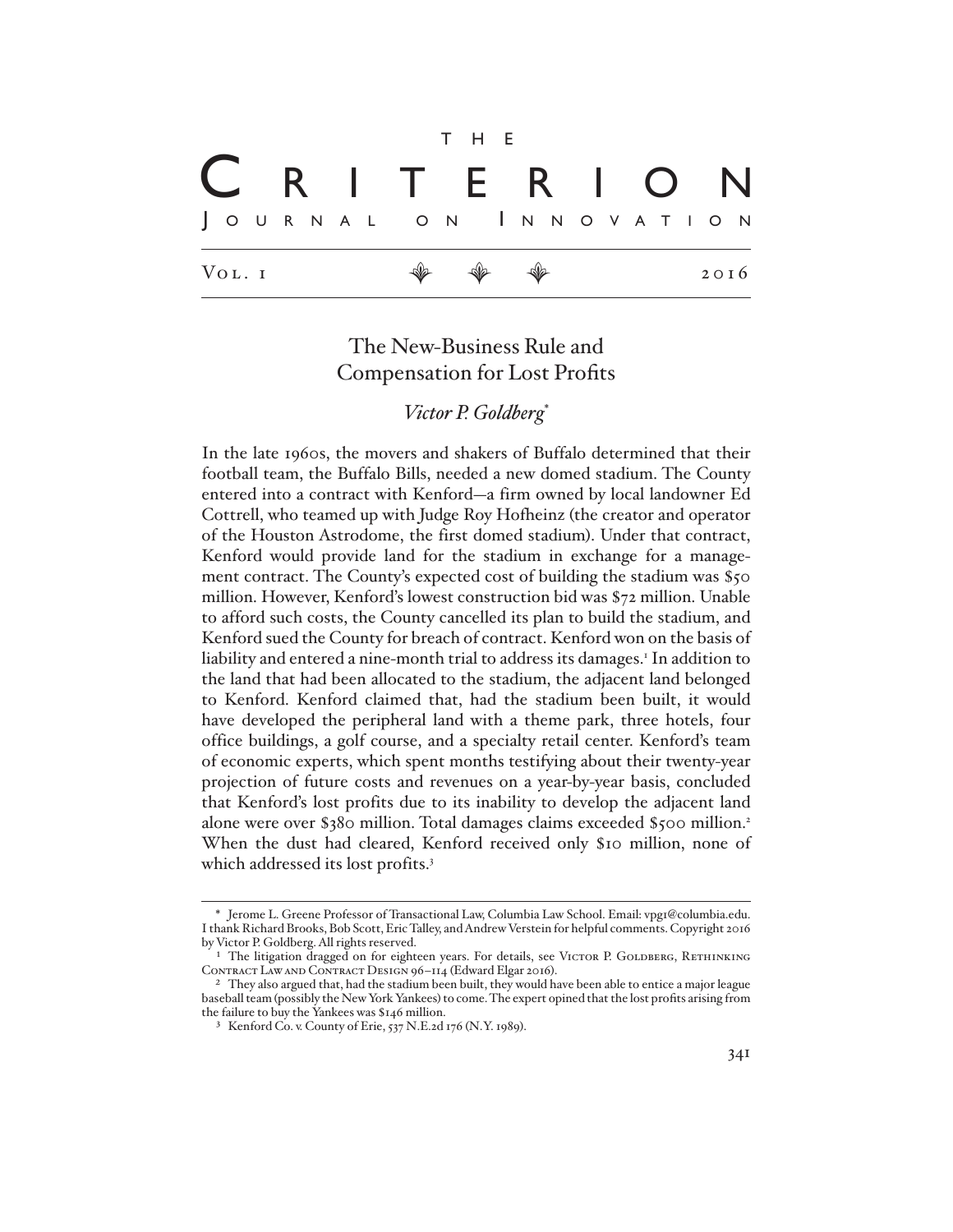# The New-Business Rule and Compensation for Lost Profits

*Victor P. Goldberg**

In the late 1960s, the movers and shakers of Buffalo determined that their football team, the Buffalo Bills, needed a new domed stadium. The County entered into a contract with Kenford—a firm owned by local landowner Ed Cottrell, who teamed up with Judge Roy Hofheinz (the creator and operator of the Houston Astrodome, the first domed stadium). Under that contract, Kenford would provide land for the stadium in exchange for a management contract. The County's expected cost of building the stadium was $50 million. However, Kenford's lowest construction bid was $72 million. Unable to afford such costs, the County cancelled its plan to build the stadium, and Kenford sued the County for breach of contract. Kenford won on the basis of liability and entered a nine-month trial to address its damages.[1] In addition to the land that had been allocated to the stadium, the adjacent land belonged to Kenford. Kenford claimed that, had the stadium been built, it would have developed the peripheral land with a theme park, three hotels, four office buildings, a golf course, and a specialty retail center. Kenford's team of economic experts, which spent months testifying about their twenty-year projection of future costs and revenues on a year-by-year basis, concluded that Kenford's lost profits due to its inability to develop the adjacent land alone were over $380 million. Total damages claims exceeded $500 million.[2] When the dust had cleared, Kenford received only $10 million, none of which addressed its lost profits.[3]

---

\* Jerome L. Greene Professor of Transactional Law, Columbia Law School. Email: vpg1@columbia.edu. I thank Richard Brooks, Bob Scott, Eric Talley, and Andrew Verstein for helpful comments. Copyright 2016 by Victor P. Goldberg. All rights reserved.

[1] The litigation dragged on for eighteen years. For details, see Victor P. Goldberg, Rethinking Contract Law and Contract Design 96–114 (Edward Elgar 2016).

[2] They also argued that, had the stadium been built, they would have been able to entice a major league baseball team (possibly the New York Yankees) to come. The expert opined that the lost profits arising from the failure to buy the Yankees was $146 million.

[3] Kenford Co. v. County of Erie, 537 N.E.2d 176 (N.Y. 1989).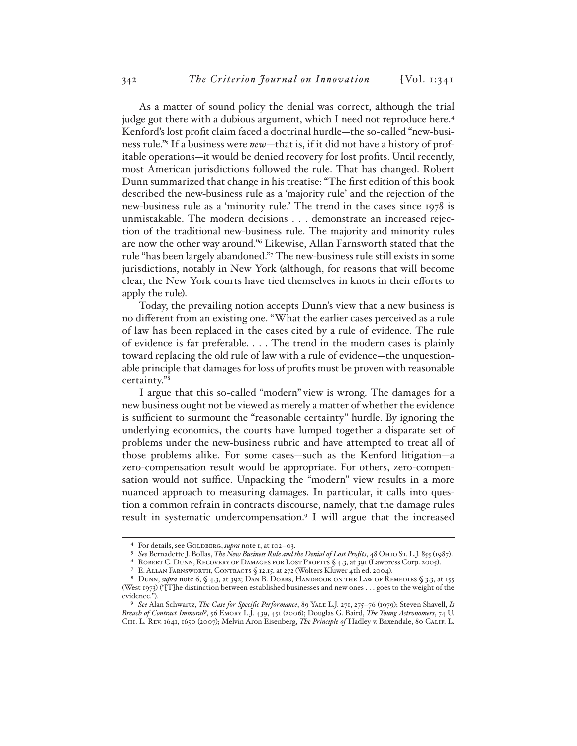As a matter of sound policy the denial was correct, although the trial judge got there with a dubious argument, which I need not reproduce here.[4] Kenford's lost profit claim faced a doctrinal hurdle—the so-called "new-business rule."[5] If a business were *new*—that is, if it did not have a history of profitable operations—it would be denied recovery for lost profits. Until recently, most American jurisdictions followed the rule. That has changed. Robert Dunn summarized that change in his treatise: "The first edition of this book described the new-business rule as a 'majority rule' and the rejection of the new-business rule as a 'minority rule.' The trend in the cases since 1978 is unmistakable. The modern decisions . . . demonstrate an increased rejection of the traditional new-business rule. The majority and minority rules are now the other way around."[6] Likewise, Allan Farnsworth stated that the rule "has been largely abandoned."[7] The new-business rule still exists in some jurisdictions, notably in New York (although, for reasons that will become clear, the New York courts have tied themselves in knots in their efforts to apply the rule).

Today, the prevailing notion accepts Dunn's view that a new business is no different from an existing one. "What the earlier cases perceived as a rule of law has been replaced in the cases cited by a rule of evidence. The rule of evidence is far preferable. . . . The trend in the modern cases is plainly toward replacing the old rule of law with a rule of evidence—the unquestionable principle that damages for loss of profits must be proven with reasonable certainty."[8]

I argue that this so-called "modern" view is wrong. The damages for a new business ought not be viewed as merely a matter of whether the evidence is sufficient to surmount the "reasonable certainty" hurdle. By ignoring the underlying economics, the courts have lumped together a disparate set of problems under the new-business rubric and have attempted to treat all of those problems alike. For some cases—such as the Kenford litigation—a zero-compensation result would be appropriate. For others, zero-compensation would not suffice. Unpacking the "modern" view results in a more nuanced approach to measuring damages. In particular, it calls into question a common refrain in contracts discourse, namely, that the damage rules result in systematic undercompensation.[9] I will argue that the increased

---

[4] For details, see Goldberg, *supra* note 1, at 102–03.

[5] *See* Bernadette J. Bollas, *The New Business Rule and the Denial of Lost Profits*, 48 Ohio St. L.J. 855 (1987).

[6] Robert C. Dunn, Recovery of Damages for Lost Profits § 4.3, at 391 (Lawpress Corp. 2005).

[7] E. Allan Farnsworth, Contracts § 12.15, at 272 (Wolters Kluwer 4th ed. 2004).

[8] Dunn, *supra* note 6, § 4.3, at 392; Dan B. Dobbs, Handbook on the Law of Remedies § 3.3, at 155 (West 1973) ("[T]he distinction between established businesses and new ones . . . goes to the weight of the evidence.").

[9] *See* Alan Schwartz, *The Case for Specific Performance*, 89 Yale L.J. 271, 275–76 (1979); Steven Shavell, *Is Breach of Contract Immoral?*, 56 Emory L.J. 439, 451 (2006); Douglas G. Baird, *The Young Astronomers*, 74 U. Chi. L. Rev. 1641, 1650 (2007); Melvin Aron Eisenberg, *The Principle of* Hadley v. Baxendale, 80 Calif. L.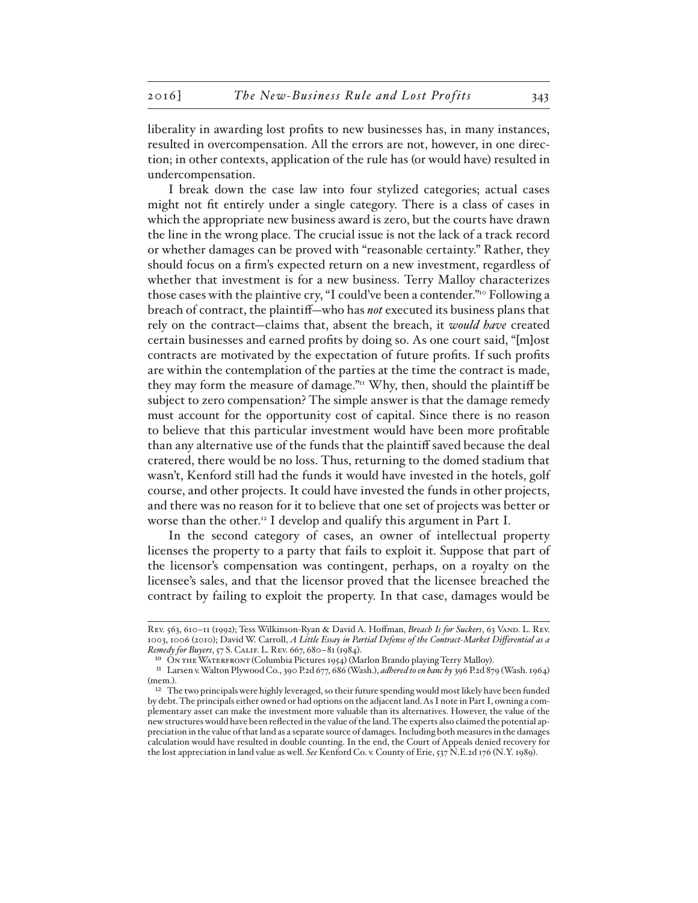liberality in awarding lost profits to new businesses has, in many instances, resulted in overcompensation. All the errors are not, however, in one direction; in other contexts, application of the rule has (or would have) resulted in undercompensation.

I break down the case law into four stylized categories; actual cases might not fit entirely under a single category. There is a class of cases in which the appropriate new business award is zero, but the courts have drawn the line in the wrong place. The crucial issue is not the lack of a track record or whether damages can be proved with "reasonable certainty." Rather, they should focus on a firm's expected return on a new investment, regardless of whether that investment is for a new business. Terry Malloy characterizes those cases with the plaintive cry, "I could've been a contender."[10] Following a breach of contract, the plaintiff—who has ***not*** executed its business plans that rely on the contract—claims that, absent the breach, it ***would have*** created certain businesses and earned profits by doing so. As one court said, "[m]ost contracts are motivated by the expectation of future profits. If such profits are within the contemplation of the parties at the time the contract is made, they may form the measure of damage."[11] Why, then, should the plaintiff be subject to zero compensation? The simple answer is that the damage remedy must account for the opportunity cost of capital. Since there is no reason to believe that this particular investment would have been more profitable than any alternative use of the funds that the plaintiff saved because the deal cratered, there would be no loss. Thus, returning to the domed stadium that wasn't, Kenford still had the funds it would have invested in the hotels, golf course, and other projects. It could have invested the funds in other projects, and there was no reason for it to believe that one set of projects was better or worse than the other.[12] I develop and qualify this argument in Part I.

In the second category of cases, an owner of intellectual property licenses the property to a party that fails to exploit it. Suppose that part of the licensor's compensation was contingent, perhaps, on a royalty on the licensee's sales, and that the licensor proved that the licensee breached the contract by failing to exploit the property. In that case, damages would be

---

Rev. 563, 610–11 (1992); Tess Wilkinson-Ryan & David A. Hoffman, *Breach Is for Suckers*, 63 Vand. L. Rev. 1003, 1006 (2010); David W. Carroll, *A Little Essay in Partial Defense of the Contract-Market Differential as a Remedy for Buyers*, 57 S. Calif. L. Rev. 667, 680–81 (1984).

[10] On the Waterfront (Columbia Pictures 1954) (Marlon Brando playing Terry Malloy).

[11] Larsen v. Walton Plywood Co., 390 P.2d 677, 686 (Wash.), *adhered to en banc by* 396 P.2d 879 (Wash. 1964) (mem.).

[12] The two principals were highly leveraged, so their future spending would most likely have been funded by debt. The principals either owned or had options on the adjacent land. As I note in Part I, owning a complementary asset can make the investment more valuable than its alternatives. However, the value of the new structures would have been reflected in the value of the land. The experts also claimed the potential appreciation in the value of that land as a separate source of damages. Including both measures in the damages calculation would have resulted in double counting. In the end, the Court of Appeals denied recovery for the lost appreciation in land value as well. *See* Kenford Co. v. County of Erie, 537 N.E.2d 176 (N.Y. 1989).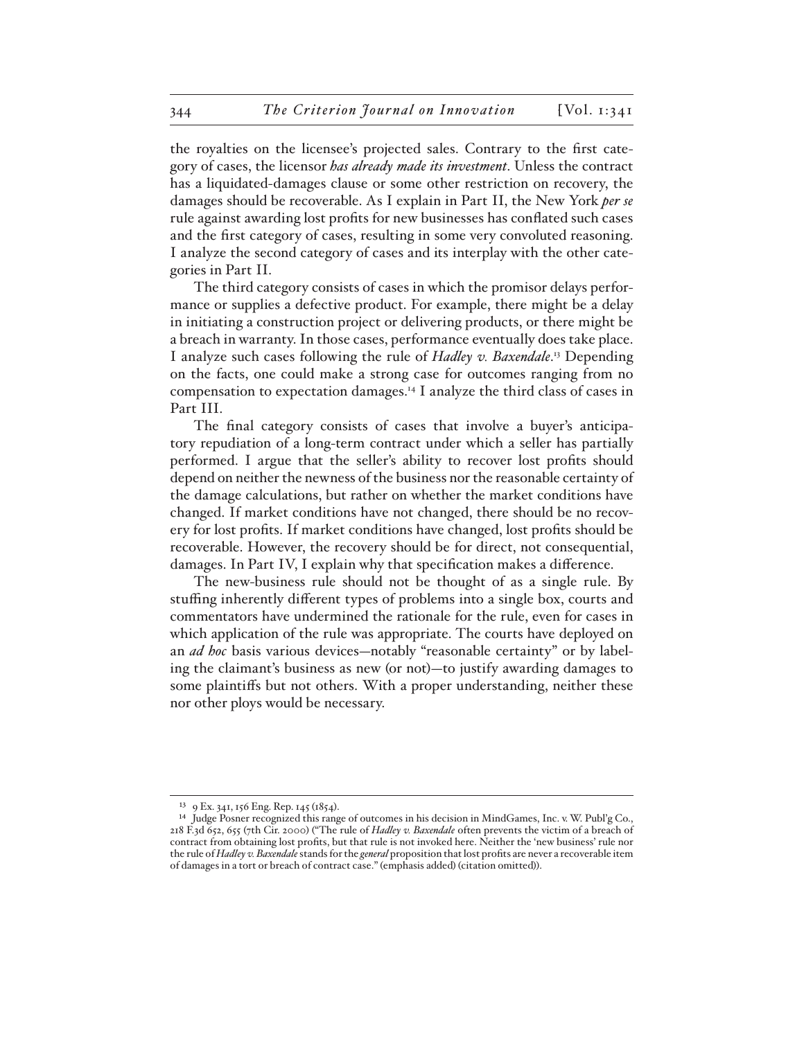the royalties on the licensee's projected sales. Contrary to the first category of cases, the licensor *has already made its investment*. Unless the contract has a liquidated-damages clause or some other restriction on recovery, the damages should be recoverable. As I explain in Part II, the New York *per se* rule against awarding lost profits for new businesses has conflated such cases and the first category of cases, resulting in some very convoluted reasoning. I analyze the second category of cases and its interplay with the other categories in Part II.

The third category consists of cases in which the promisor delays performance or supplies a defective product. For example, there might be a delay in initiating a construction project or delivering products, or there might be a breach in warranty. In those cases, performance eventually does take place. I analyze such cases following the rule of *Hadley v. Baxendale*.[13] Depending on the facts, one could make a strong case for outcomes ranging from no compensation to expectation damages.[14] I analyze the third class of cases in Part III.

The final category consists of cases that involve a buyer's anticipatory repudiation of a long-term contract under which a seller has partially performed. I argue that the seller's ability to recover lost profits should depend on neither the newness of the business nor the reasonable certainty of the damage calculations, but rather on whether the market conditions have changed. If market conditions have not changed, there should be no recovery for lost profits. If market conditions have changed, lost profits should be recoverable. However, the recovery should be for direct, not consequential, damages. In Part IV, I explain why that specification makes a difference.

The new-business rule should not be thought of as a single rule. By stuffing inherently different types of problems into a single box, courts and commentators have undermined the rationale for the rule, even for cases in which application of the rule was appropriate. The courts have deployed on an *ad hoc* basis various devices—notably "reasonable certainty" or by labeling the claimant's business as new (or not)—to justify awarding damages to some plaintiffs but not others. With a proper understanding, neither these nor other ploys would be necessary.

---

[13] 9 Ex. 341, 156 Eng. Rep. 145 (1854).

[14] Judge Posner recognized this range of outcomes in his decision in MindGames, Inc. v. W. Publ'g Co., 218 F.3d 652, 655 (7th Cir. 2000) ("The rule of *Hadley v. Baxendale* often prevents the victim of a breach of contract from obtaining lost profits, but that rule is not invoked here. Neither the 'new business' rule nor the rule of *Hadley v. Baxendale* stands for the *general* proposition that lost profits are never a recoverable item of damages in a tort or breach of contract case." (emphasis added) (citation omitted)).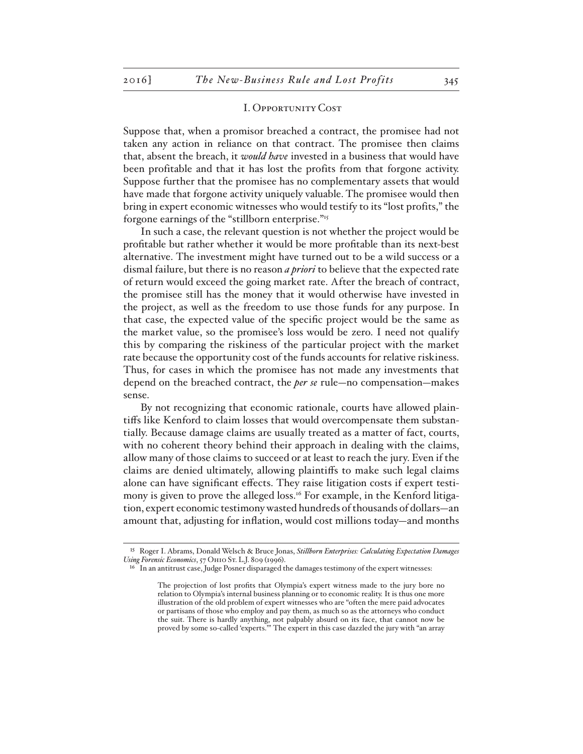## I. Opportunity Cost

Suppose that, when a promisor breached a contract, the promisee had not taken any action in reliance on that contract. The promisee then claims that, absent the breach, it *would have* invested in a business that would have been profitable and that it has lost the profits from that forgone activity. Suppose further that the promisee has no complementary assets that would have made that forgone activity uniquely valuable. The promisee would then bring in expert economic witnesses who would testify to its "lost profits," the forgone earnings of the "stillborn enterprise."[15]

In such a case, the relevant question is not whether the project would be profitable but rather whether it would be more profitable than its next-best alternative. The investment might have turned out to be a wild success or a dismal failure, but there is no reason *a priori* to believe that the expected rate of return would exceed the going market rate. After the breach of contract, the promisee still has the money that it would otherwise have invested in the project, as well as the freedom to use those funds for any purpose. In that case, the expected value of the specific project would be the same as the market value, so the promisee's loss would be zero. I need not qualify this by comparing the riskiness of the particular project with the market rate because the opportunity cost of the funds accounts for relative riskiness. Thus, for cases in which the promisee has not made any investments that depend on the breached contract, the *per se* rule—no compensation—makes sense.

By not recognizing that economic rationale, courts have allowed plaintiffs like Kenford to claim losses that would overcompensate them substantially. Because damage claims are usually treated as a matter of fact, courts, with no coherent theory behind their approach in dealing with the claims, allow many of those claims to succeed or at least to reach the jury. Even if the claims are denied ultimately, allowing plaintiffs to make such legal claims alone can have significant effects. They raise litigation costs if expert testimony is given to prove the alleged loss.[16] For example, in the Kenford litigation, expert economic testimony wasted hundreds of thousands of dollars—an amount that, adjusting for inflation, would cost millions today—and months

---

[15] Roger I. Abrams, Donald Welsch & Bruce Jonas, *Stillborn Enterprises: Calculating Expectation Damages Using Forensic Economics*, 57 Ohio St. L.J. 809 (1996).

[16] In an antitrust case, Judge Posner disparaged the damages testimony of the expert witnesses:

> The projection of lost profits that Olympia's expert witness made to the jury bore no relation to Olympia's internal business planning or to economic reality. It is thus one more illustration of the old problem of expert witnesses who are "often the mere paid advocates or partisans of those who employ and pay them, as much so as the attorneys who conduct the suit. There is hardly anything, not palpably absurd on its face, that cannot now be proved by some so-called 'experts.'" The expert in this case dazzled the jury with "an array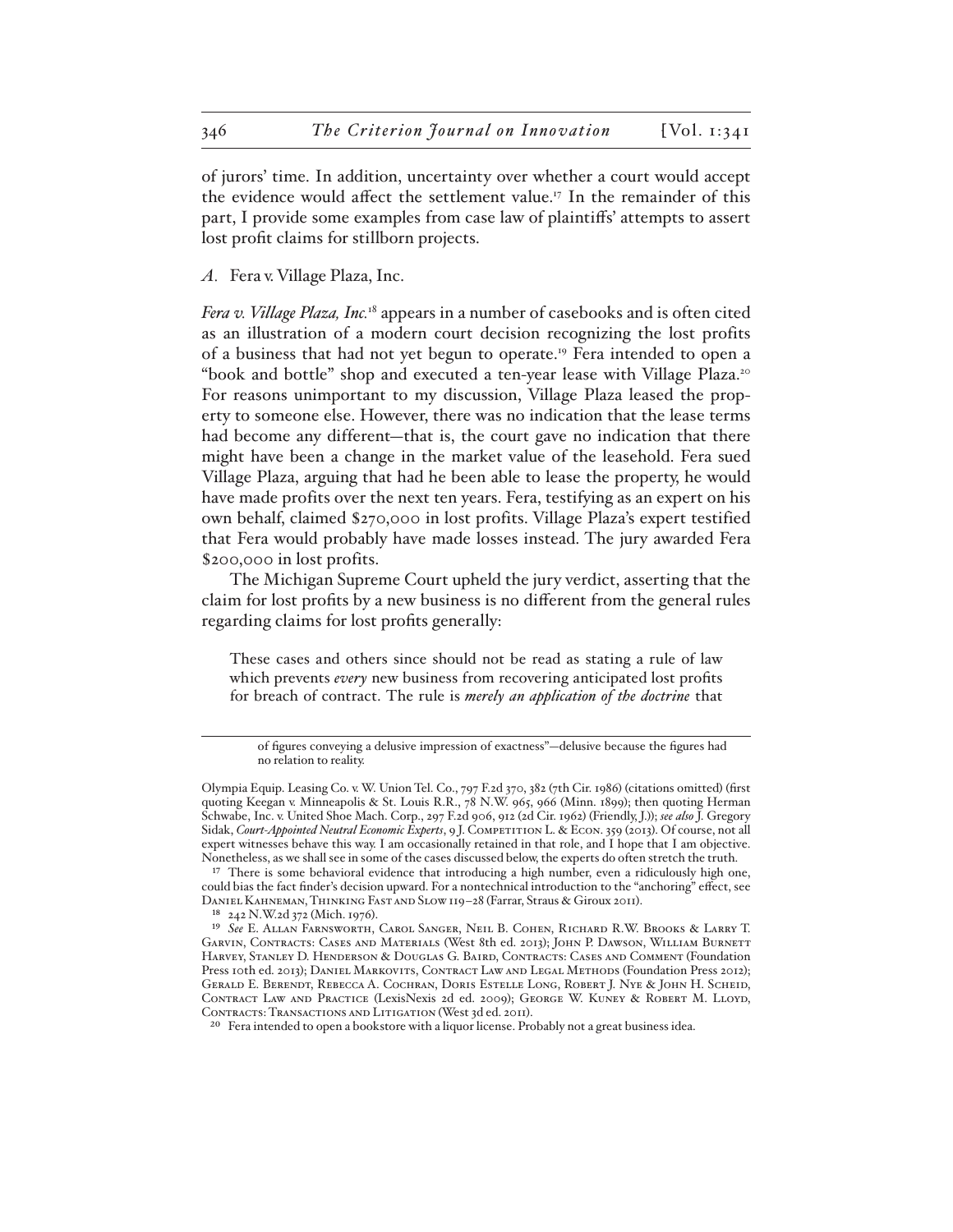of jurors' time. In addition, uncertainty over whether a court would accept the evidence would affect the settlement value.[17] In the remainder of this part, I provide some examples from case law of plaintiffs' attempts to assert lost profit claims for stillborn projects.

### *A.* Fera v. Village Plaza, Inc.

*Fera v. Village Plaza, Inc.*[18] appears in a number of casebooks and is often cited as an illustration of a modern court decision recognizing the lost profits of a business that had not yet begun to operate.[19] Fera intended to open a "book and bottle" shop and executed a ten-year lease with Village Plaza.[20] For reasons unimportant to my discussion, Village Plaza leased the property to someone else. However, there was no indication that the lease terms had become any different—that is, the court gave no indication that there might have been a change in the market value of the leasehold. Fera sued Village Plaza, arguing that had he been able to lease the property, he would have made profits over the next ten years. Fera, testifying as an expert on his own behalf, claimed $270,000 in lost profits. Village Plaza's expert testified that Fera would probably have made losses instead. The jury awarded Fera $200,000 in lost profits.

The Michigan Supreme Court upheld the jury verdict, asserting that the claim for lost profits by a new business is no different from the general rules regarding claims for lost profits generally:

> These cases and others since should not be read as stating a rule of law which prevents *every* new business from recovering anticipated lost profits for breach of contract. The rule is *merely an application of the doctrine* that

---

> of figures conveying a delusive impression of exactness"—delusive because the figures had no relation to reality.

Olympia Equip. Leasing Co. v. W. Union Tel. Co., 797 F.2d 370, 382 (7th Cir. 1986) (citations omitted) (first quoting Keegan v. Minneapolis & St. Louis R.R., 78 N.W. 965, 966 (Minn. 1899); then quoting Herman Schwabe, Inc. v. United Shoe Mach. Corp., 297 F.2d 906, 912 (2d Cir. 1962) (Friendly, J.)); *see also* J. Gregory Sidak, *Court-Appointed Neutral Economic Experts*, 9 J. Competition L. & Econ. 359 (2013). Of course, not all expert witnesses behave this way. I am occasionally retained in that role, and I hope that I am objective. Nonetheless, as we shall see in some of the cases discussed below, the experts do often stretch the truth.

[17] There is some behavioral evidence that introducing a high number, even a ridiculously high one, could bias the fact finder's decision upward. For a nontechnical introduction to the "anchoring" effect, see Daniel Kahneman, Thinking Fast and Slow 119–28 (Farrar, Straus & Giroux 2011).

[18] 242 N.W.2d 372 (Mich. 1976).

[19] *See* E. Allan Farnsworth, Carol Sanger, Neil B. Cohen, Richard R.W. Brooks & Larry T. Garvin, Contracts: Cases and Materials (West 8th ed. 2013); John P. Dawson, William Burnett Harvey, Stanley D. Henderson & Douglas G. Baird, Contracts: Cases and Comment (Foundation Press 10th ed. 2013); Daniel Markovits, Contract Law and Legal Methods (Foundation Press 2012); Gerald E. Berendt, Rebecca A. Cochran, Doris Estelle Long, Robert J. Nye & John H. Scheid, Contract Law and Practice (LexisNexis 2d ed. 2009); George W. Kuney & Robert M. Lloyd, Contracts: Transactions and Litigation (West 3d ed. 2011).

[20] Fera intended to open a bookstore with a liquor license. Probably not a great business idea.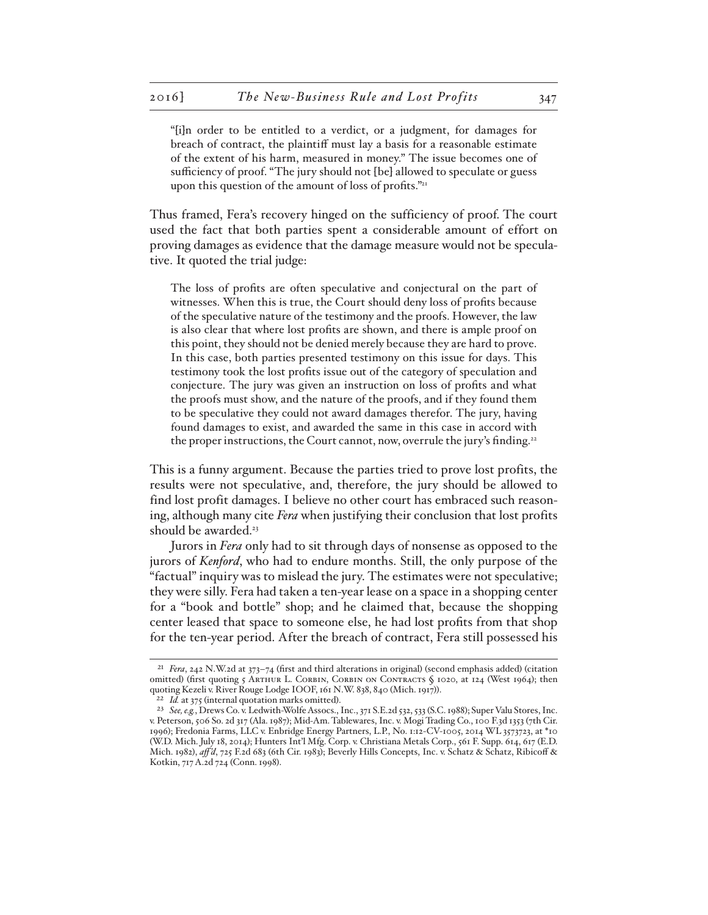"[i]n order to be entitled to a verdict, or a judgment, for damages for breach of contract, the plaintiff must lay a basis for a reasonable estimate of the extent of his harm, measured in money." The issue becomes one of sufficiency of proof. "The jury should not [be] allowed to speculate or guess upon this question of the amount of loss of profits."[21]

Thus framed, Fera's recovery hinged on the sufficiency of proof. The court used the fact that both parties spent a considerable amount of effort on proving damages as evidence that the damage measure would not be speculative. It quoted the trial judge:

> The loss of profits are often speculative and conjectural on the part of witnesses. When this is true, the Court should deny loss of profits because of the speculative nature of the testimony and the proofs. However, the law is also clear that where lost profits are shown, and there is ample proof on this point, they should not be denied merely because they are hard to prove. In this case, both parties presented testimony on this issue for days. This testimony took the lost profits issue out of the category of speculation and conjecture. The jury was given an instruction on loss of profits and what the proofs must show, and the nature of the proofs, and if they found them to be speculative they could not award damages therefor. The jury, having found damages to exist, and awarded the same in this case in accord with the proper instructions, the Court cannot, now, overrule the jury's finding.[22]

This is a funny argument. Because the parties tried to prove lost profits, the results were not speculative, and, therefore, the jury should be allowed to find lost profit damages. I believe no other court has embraced such reasoning, although many cite *Fera* when justifying their conclusion that lost profits should be awarded.[23]

Jurors in *Fera* only had to sit through days of nonsense as opposed to the jurors of *Kenford*, who had to endure months. Still, the only purpose of the "factual" inquiry was to mislead the jury. The estimates were not speculative; they were silly. Fera had taken a ten-year lease on a space in a shopping center for a "book and bottle" shop; and he claimed that, because the shopping center leased that space to someone else, he had lost profits from that shop for the ten-year period. After the breach of contract, Fera still possessed his

---

[21] *Fera*, 242 N.W.2d at 373–74 (first and third alterations in original) (second emphasis added) (citation omitted) (first quoting 5 Arthur L. Corbin, Corbin on Contracts § 1020, at 124 (West 1964); then quoting Kezeli v. River Rouge Lodge IOOF, 161 N.W. 838, 840 (Mich. 1917)).

[22] *Id.* at 375 (internal quotation marks omitted).

[23] *See, e.g.*, Drews Co. v. Ledwith-Wolfe Assocs., Inc., 371 S.E.2d 532, 533 (S.C. 1988); Super Valu Stores, Inc. v. Peterson, 506 So. 2d 317 (Ala. 1987); Mid-Am. Tablewares, Inc. v. Mogi Trading Co., 100 F.3d 1353 (7th Cir. 1996); Fredonia Farms, LLC v. Enbridge Energy Partners, L.P., No. 1:12-CV-1005, 2014 WL 3573723, at *10 (W.D. Mich. July 18, 2014); Hunters Int'l Mfg. Corp. v. Christiana Metals Corp., 561 F. Supp. 614, 617 (E.D. Mich. 1982), *aff'd*, 725 F.2d 683 (6th Cir. 1983); Beverly Hills Concepts, Inc. v. Schatz & Schatz, Ribicoff & Kotkin, 717 A.2d 724 (Conn. 1998).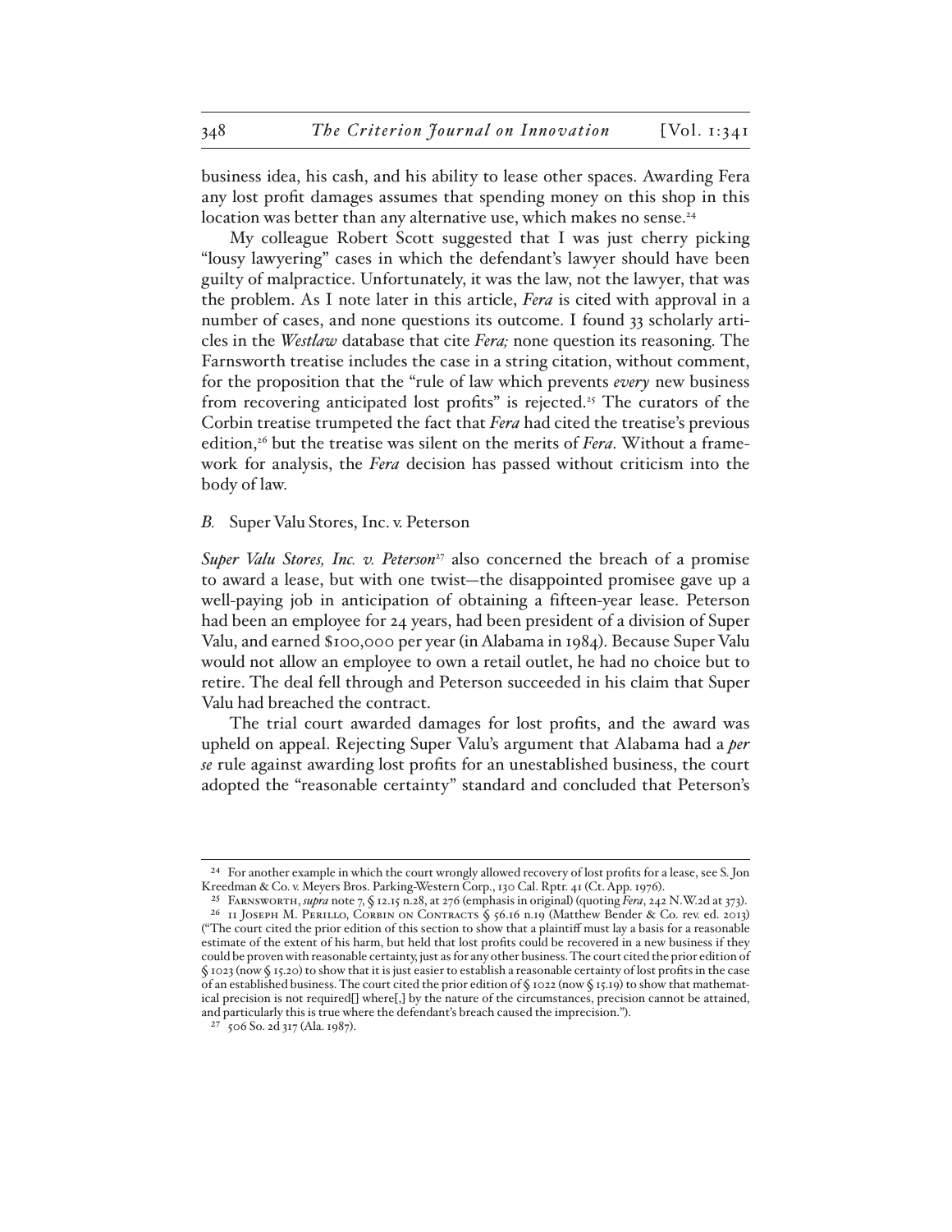business idea, his cash, and his ability to lease other spaces. Awarding Fera any lost profit damages assumes that spending money on this shop in this location was better than any alternative use, which makes no sense.[24]

My colleague Robert Scott suggested that I was just cherry picking "lousy lawyering" cases in which the defendant's lawyer should have been guilty of malpractice. Unfortunately, it was the law, not the lawyer, that was the problem. As I note later in this article, *Fera* is cited with approval in a number of cases, and none questions its outcome. I found 33 scholarly articles in the *Westlaw* database that cite *Fera;* none question its reasoning. The Farnsworth treatise includes the case in a string citation, without comment, for the proposition that the "rule of law which prevents *every* new business from recovering anticipated lost profits" is rejected.[25] The curators of the Corbin treatise trumpeted the fact that *Fera* had cited the treatise's previous edition,[26] but the treatise was silent on the merits of *Fera*. Without a framework for analysis, the *Fera* decision has passed without criticism into the body of law.

### *B.* Super Valu Stores, Inc. v. Peterson

*Super Valu Stores, Inc. v. Peterson*[27] also concerned the breach of a promise to award a lease, but with one twist—the disappointed promisee gave up a well-paying job in anticipation of obtaining a fifteen-year lease. Peterson had been an employee for 24 years, had been president of a division of Super Valu, and earned $100,000 per year (in Alabama in 1984). Because Super Valu would not allow an employee to own a retail outlet, he had no choice but to retire. The deal fell through and Peterson succeeded in his claim that Super Valu had breached the contract.

The trial court awarded damages for lost profits, and the award was upheld on appeal. Rejecting Super Valu's argument that Alabama had a *per se* rule against awarding lost profits for an unestablished business, the court adopted the "reasonable certainty" standard and concluded that Peterson's

---

[24] For another example in which the court wrongly allowed recovery of lost profits for a lease, see S. Jon Kreedman & Co. v. Meyers Bros. Parking-Western Corp., 130 Cal. Rptr. 41 (Ct. App. 1976).

[25] Farnsworth, *supra* note 7, § 12.15 n.28, at 276 (emphasis in original) (quoting *Fera*, 242 N.W.2d at 373).

[26] 11 Joseph M. Perillo, Corbin on Contracts § 56.16 n.19 (Matthew Bender & Co. rev. ed. 2013) ("The court cited the prior edition of this section to show that a plaintiff must lay a basis for a reasonable estimate of the extent of his harm, but held that lost profits could be recovered in a new business if they could be proven with reasonable certainty, just as for any other business. The court cited the prior edition of § 1023 (now § 15.20) to show that it is just easier to establish a reasonable certainty of lost profits in the case of an established business. The court cited the prior edition of § 1022 (now § 15.19) to show that mathematical precision is not required[] where[,] by the nature of the circumstances, precision cannot be attained, and particularly this is true where the defendant's breach caused the imprecision.").

[27] 506 So. 2d 317 (Ala. 1987).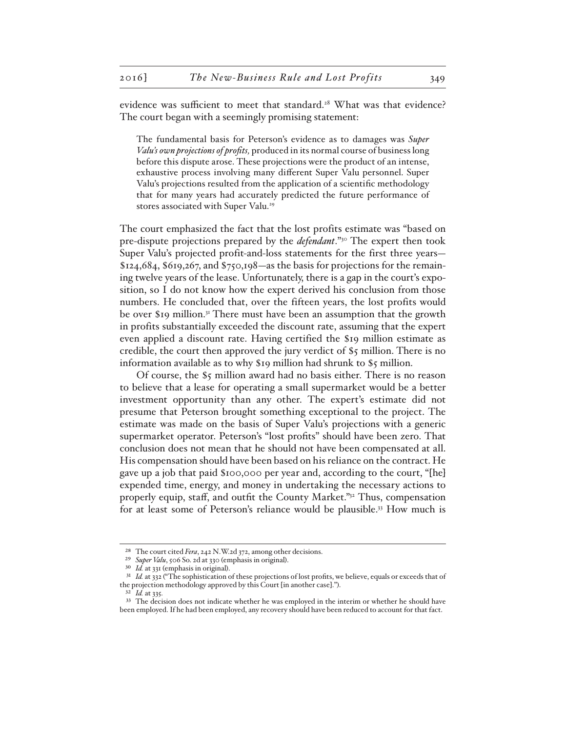evidence was sufficient to meet that standard.[28] What was that evidence? The court began with a seemingly promising statement:

> The fundamental basis for Peterson's evidence as to damages was *Super Valu's own projections of profits,* produced in its normal course of business long before this dispute arose. These projections were the product of an intense, exhaustive process involving many different Super Valu personnel. Super Valu's projections resulted from the application of a scientific methodology that for many years had accurately predicted the future performance of stores associated with Super Valu.[29]

The court emphasized the fact that the lost profits estimate was "based on pre-dispute projections prepared by the *defendant*."[30] The expert then took Super Valu's projected profit-and-loss statements for the first three years—$124,684, $619,267, and $750,198—as the basis for projections for the remaining twelve years of the lease. Unfortunately, there is a gap in the court's exposition, so I do not know how the expert derived his conclusion from those numbers. He concluded that, over the fifteen years, the lost profits would be over $19 million.[31] There must have been an assumption that the growth in profits substantially exceeded the discount rate, assuming that the expert even applied a discount rate. Having certified the $19 million estimate as credible, the court then approved the jury verdict of $5 million. There is no information available as to why $19 million had shrunk to $5 million.

Of course, the $5 million award had no basis either. There is no reason to believe that a lease for operating a small supermarket would be a better investment opportunity than any other. The expert's estimate did not presume that Peterson brought something exceptional to the project. The estimate was made on the basis of Super Valu's projections with a generic supermarket operator. Peterson's "lost profits" should have been zero. That conclusion does not mean that he should not have been compensated at all. His compensation should have been based on his reliance on the contract. He gave up a job that paid $100,000 per year and, according to the court, "[he] expended time, energy, and money in undertaking the necessary actions to properly equip, staff, and outfit the County Market."[32] Thus, compensation for at least some of Peterson's reliance would be plausible.[33] How much is

---

[28] The court cited *Fera*, 242 N.W.2d 372, among other decisions.

[29] *Super Valu*, 506 So. 2d at 330 (emphasis in original).

[30] *Id.* at 331 (emphasis in original).

[31] *Id.* at 332 ("The sophistication of these projections of lost profits, we believe, equals or exceeds that of the projection methodology approved by this Court [in another case].").

[32] *Id.* at 335.

[33] The decision does not indicate whether he was employed in the interim or whether he should have been employed. If he had been employed, any recovery should have been reduced to account for that fact.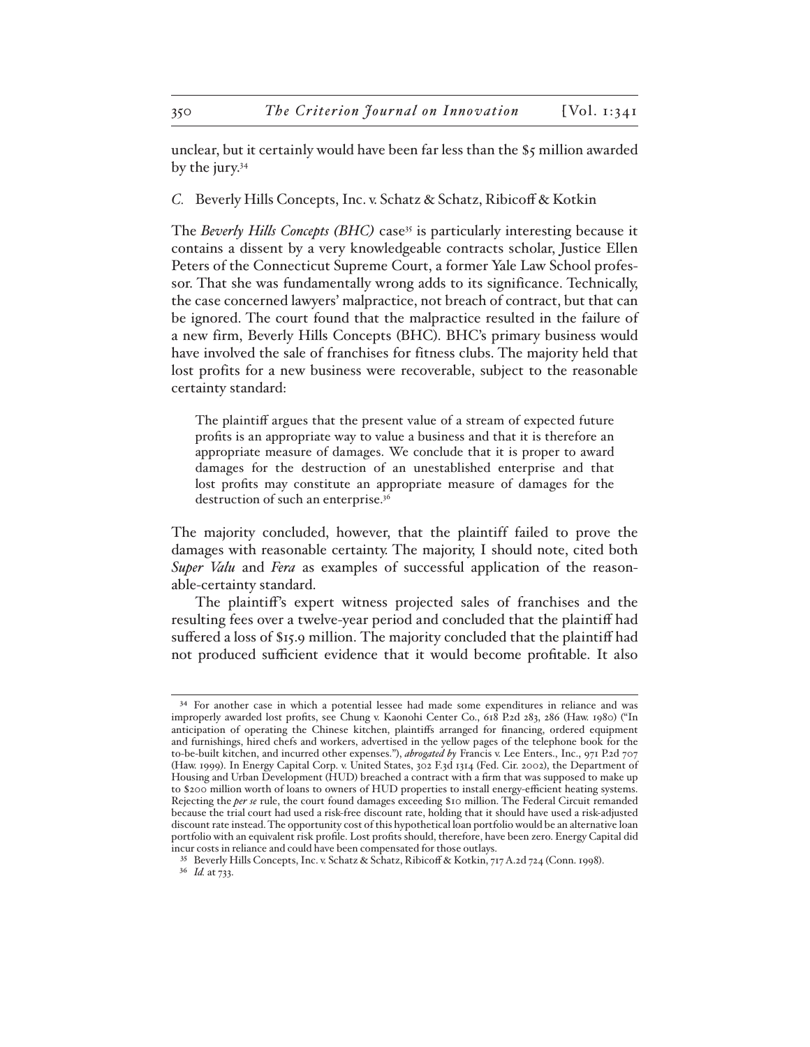unclear, but it certainly would have been far less than the $5 million awarded by the jury.[34]

### *C.* Beverly Hills Concepts, Inc. v. Schatz & Schatz, Ribicoff & Kotkin

The *Beverly Hills Concepts (BHC)* case[35] is particularly interesting because it contains a dissent by a very knowledgeable contracts scholar, Justice Ellen Peters of the Connecticut Supreme Court, a former Yale Law School professor. That she was fundamentally wrong adds to its significance. Technically, the case concerned lawyers' malpractice, not breach of contract, but that can be ignored. The court found that the malpractice resulted in the failure of a new firm, Beverly Hills Concepts (BHC). BHC's primary business would have involved the sale of franchises for fitness clubs. The majority held that lost profits for a new business were recoverable, subject to the reasonable certainty standard:

> The plaintiff argues that the present value of a stream of expected future profits is an appropriate way to value a business and that it is therefore an appropriate measure of damages. We conclude that it is proper to award damages for the destruction of an unestablished enterprise and that lost profits may constitute an appropriate measure of damages for the destruction of such an enterprise.[36]

The majority concluded, however, that the plaintiff failed to prove the damages with reasonable certainty. The majority, I should note, cited both *Super Valu* and *Fera* as examples of successful application of the reasonable-certainty standard.

The plaintiff's expert witness projected sales of franchises and the resulting fees over a twelve-year period and concluded that the plaintiff had suffered a loss of $15.9 million. The majority concluded that the plaintiff had not produced sufficient evidence that it would become profitable. It also

---

[34] For another case in which a potential lessee had made some expenditures in reliance and was improperly awarded lost profits, see Chung v. Kaonohi Center Co., 618 P.2d 283, 286 (Haw. 1980) ("In anticipation of operating the Chinese kitchen, plaintiffs arranged for financing, ordered equipment and furnishings, hired chefs and workers, advertised in the yellow pages of the telephone book for the to-be-built kitchen, and incurred other expenses."), *abrogated by* Francis v. Lee Enters., Inc., 971 P.2d 707 (Haw. 1999). In Energy Capital Corp. v. United States, 302 F.3d 1314 (Fed. Cir. 2002), the Department of Housing and Urban Development (HUD) breached a contract with a firm that was supposed to make up to $200 million worth of loans to owners of HUD properties to install energy-efficient heating systems. Rejecting the *per se* rule, the court found damages exceeding $10 million. The Federal Circuit remanded because the trial court had used a risk-free discount rate, holding that it should have used a risk-adjusted discount rate instead. The opportunity cost of this hypothetical loan portfolio would be an alternative loan portfolio with an equivalent risk profile. Lost profits should, therefore, have been zero. Energy Capital did incur costs in reliance and could have been compensated for those outlays.

[35] Beverly Hills Concepts, Inc. v. Schatz & Schatz, Ribicoff & Kotkin, 717 A.2d 724 (Conn. 1998).

[36] *Id.* at 733.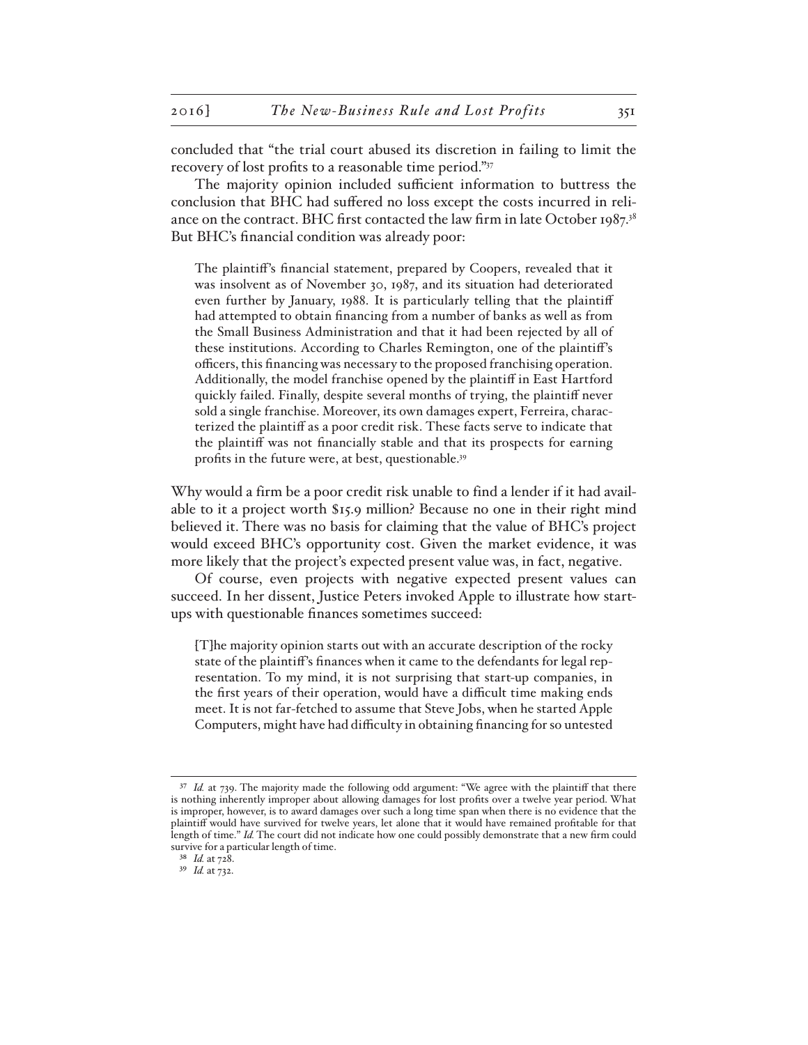concluded that "the trial court abused its discretion in failing to limit the recovery of lost profits to a reasonable time period."[37]

The majority opinion included sufficient information to buttress the conclusion that BHC had suffered no loss except the costs incurred in reliance on the contract. BHC first contacted the law firm in late October 1987.[38] But BHC's financial condition was already poor:

> The plaintiff's financial statement, prepared by Coopers, revealed that it was insolvent as of November 30, 1987, and its situation had deteriorated even further by January, 1988. It is particularly telling that the plaintiff had attempted to obtain financing from a number of banks as well as from the Small Business Administration and that it had been rejected by all of these institutions. According to Charles Remington, one of the plaintiff's officers, this financing was necessary to the proposed franchising operation. Additionally, the model franchise opened by the plaintiff in East Hartford quickly failed. Finally, despite several months of trying, the plaintiff never sold a single franchise. Moreover, its own damages expert, Ferreira, characterized the plaintiff as a poor credit risk. These facts serve to indicate that the plaintiff was not financially stable and that its prospects for earning profits in the future were, at best, questionable.[39]

Why would a firm be a poor credit risk unable to find a lender if it had available to it a project worth $15.9 million? Because no one in their right mind believed it. There was no basis for claiming that the value of BHC's project would exceed BHC's opportunity cost. Given the market evidence, it was more likely that the project's expected present value was, in fact, negative.

Of course, even projects with negative expected present values can succeed. In her dissent, Justice Peters invoked Apple to illustrate how start-ups with questionable finances sometimes succeed:

> [T]he majority opinion starts out with an accurate description of the rocky state of the plaintiff's finances when it came to the defendants for legal representation. To my mind, it is not surprising that start-up companies, in the first years of their operation, would have a difficult time making ends meet. It is not far-fetched to assume that Steve Jobs, when he started Apple Computers, might have had difficulty in obtaining financing for so untested

---

[37] *Id.* at 739. The majority made the following odd argument: "We agree with the plaintiff that there is nothing inherently improper about allowing damages for lost profits over a twelve year period. What is improper, however, is to award damages over such a long time span when there is no evidence that the plaintiff would have survived for twelve years, let alone that it would have remained profitable for that length of time." *Id.* The court did not indicate how one could possibly demonstrate that a new firm could survive for a particular length of time.

[38] *Id.* at 728.

[39] *Id.* at 732.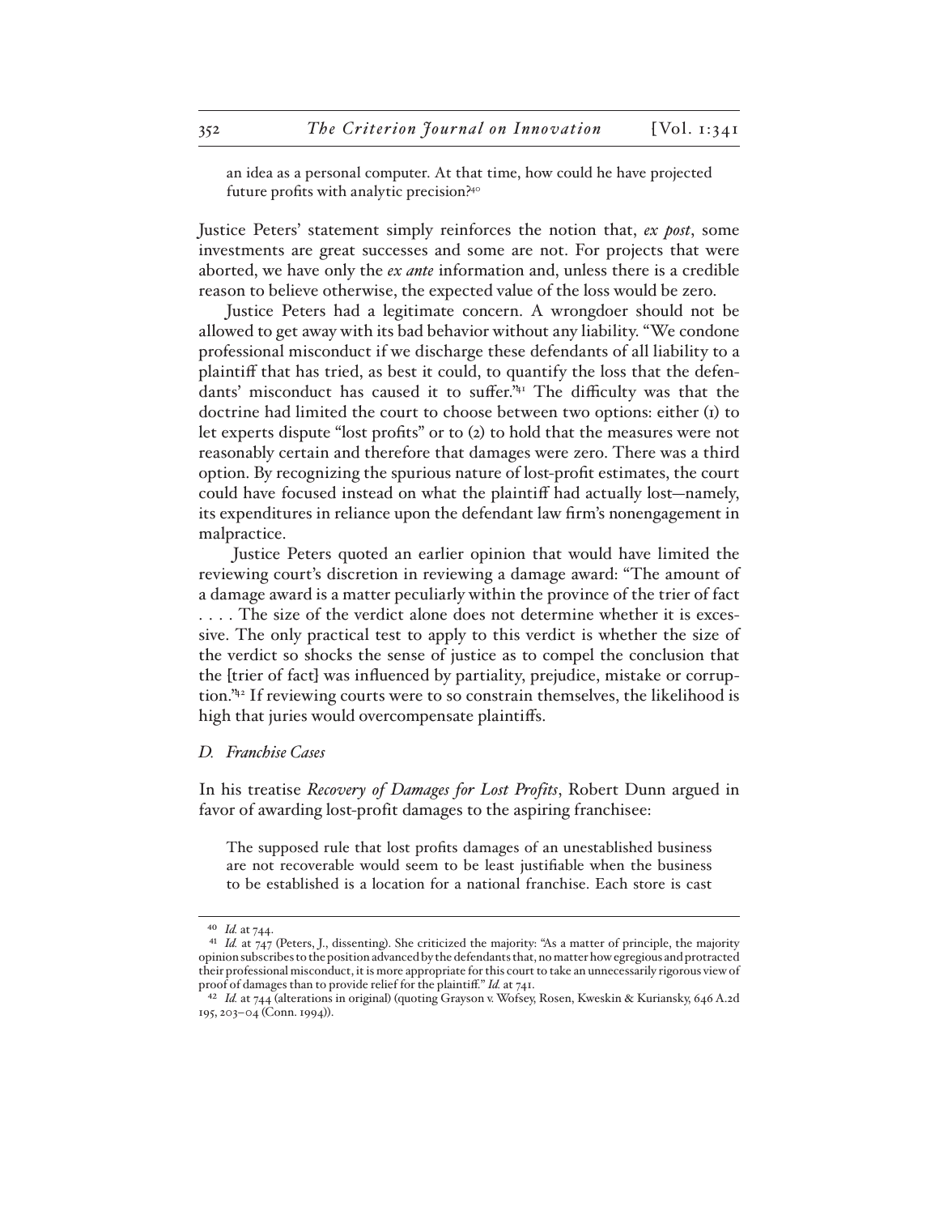> an idea as a personal computer. At that time, how could he have projected future profits with analytic precision?[40]

Justice Peters' statement simply reinforces the notion that, *ex post*, some investments are great successes and some are not. For projects that were aborted, we have only the *ex ante* information and, unless there is a credible reason to believe otherwise, the expected value of the loss would be zero.

Justice Peters had a legitimate concern. A wrongdoer should not be allowed to get away with its bad behavior without any liability. "We condone professional misconduct if we discharge these defendants of all liability to a plaintiff that has tried, as best it could, to quantify the loss that the defendants' misconduct has caused it to suffer."[41] The difficulty was that the doctrine had limited the court to choose between two options: either (1) to let experts dispute "lost profits" or to (2) to hold that the measures were not reasonably certain and therefore that damages were zero. There was a third option. By recognizing the spurious nature of lost-profit estimates, the court could have focused instead on what the plaintiff had actually lost—namely, its expenditures in reliance upon the defendant law firm's nonengagement in malpractice.

Justice Peters quoted an earlier opinion that would have limited the reviewing court's discretion in reviewing a damage award: "The amount of a damage award is a matter peculiarly within the province of the trier of fact . . . . The size of the verdict alone does not determine whether it is excessive. The only practical test to apply to this verdict is whether the size of the verdict so shocks the sense of justice as to compel the conclusion that the [trier of fact] was influenced by partiality, prejudice, mistake or corruption."[42] If reviewing courts were to so constrain themselves, the likelihood is high that juries would overcompensate plaintiffs.

### *D. Franchise Cases*

In his treatise *Recovery of Damages for Lost Profits*, Robert Dunn argued in favor of awarding lost-profit damages to the aspiring franchisee:

> The supposed rule that lost profits damages of an unestablished business are not recoverable would seem to be least justifiable when the business to be established is a location for a national franchise. Each store is cast

---

[40] *Id.* at 744.

[41] *Id.* at 747 (Peters, J., dissenting). She criticized the majority: "As a matter of principle, the majority opinion subscribes to the position advanced by the defendants that, no matter how egregious and protracted their professional misconduct, it is more appropriate for this court to take an unnecessarily rigorous view of proof of damages than to provide relief for the plaintiff." *Id.* at 741.

[42] *Id.* at 744 (alterations in original) (quoting Grayson v. Wofsey, Rosen, Kweskin & Kuriansky, 646 A.2d 195, 203–04 (Conn. 1994)).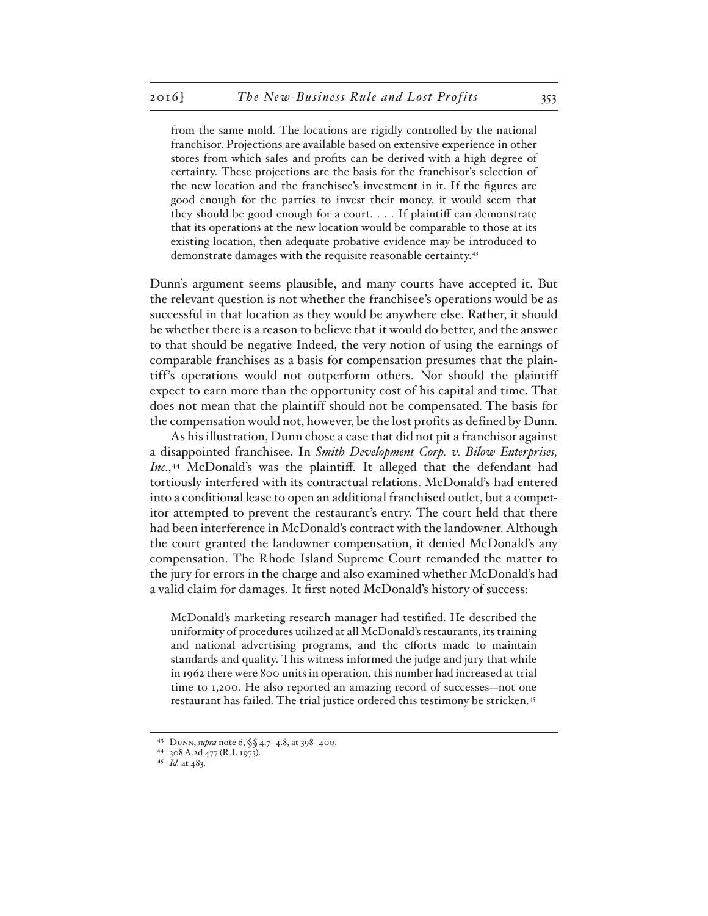> from the same mold. The locations are rigidly controlled by the national franchisor. Projections are available based on extensive experience in other stores from which sales and profits can be derived with a high degree of certainty. These projections are the basis for the franchisor's selection of the new location and the franchisee's investment in it. If the figures are good enough for the parties to invest their money, it would seem that they should be good enough for a court. . . . If plaintiff can demonstrate that its operations at the new location would be comparable to those at its existing location, then adequate probative evidence may be introduced to demonstrate damages with the requisite reasonable certainty.[43]

Dunn's argument seems plausible, and many courts have accepted it. But the relevant question is not whether the franchisee's operations would be as successful in that location as they would be anywhere else. Rather, it should be whether there is a reason to believe that it would do better, and the answer to that should be negative Indeed, the very notion of using the earnings of comparable franchises as a basis for compensation presumes that the plaintiff's operations would not outperform others. Nor should the plaintiff expect to earn more than the opportunity cost of his capital and time. That does not mean that the plaintiff should not be compensated. The basis for the compensation would not, however, be the lost profits as defined by Dunn.

As his illustration, Dunn chose a case that did not pit a franchisor against a disappointed franchisee. In *Smith Development Corp. v. Bilow Enterprises, Inc.*,[44] McDonald's was the plaintiff. It alleged that the defendant had tortiously interfered with its contractual relations. McDonald's had entered into a conditional lease to open an additional franchised outlet, but a competitor attempted to prevent the restaurant's entry. The court held that there had been interference in McDonald's contract with the landowner. Although the court granted the landowner compensation, it denied McDonald's any compensation. The Rhode Island Supreme Court remanded the matter to the jury for errors in the charge and also examined whether McDonald's had a valid claim for damages. It first noted McDonald's history of success:

> McDonald's marketing research manager had testified. He described the uniformity of procedures utilized at all McDonald's restaurants, its training and national advertising programs, and the efforts made to maintain standards and quality. This witness informed the judge and jury that while in 1962 there were 800 units in operation, this number had increased at trial time to 1,200. He also reported an amazing record of successes—not one restaurant has failed. The trial justice ordered this testimony be stricken.[45]

---

[43] Dunn, *supra* note 6, §§ 4.7–4.8, at 398–400.

[44] 308 A.2d 477 (R.I. 1973).

[45] *Id.* at 483.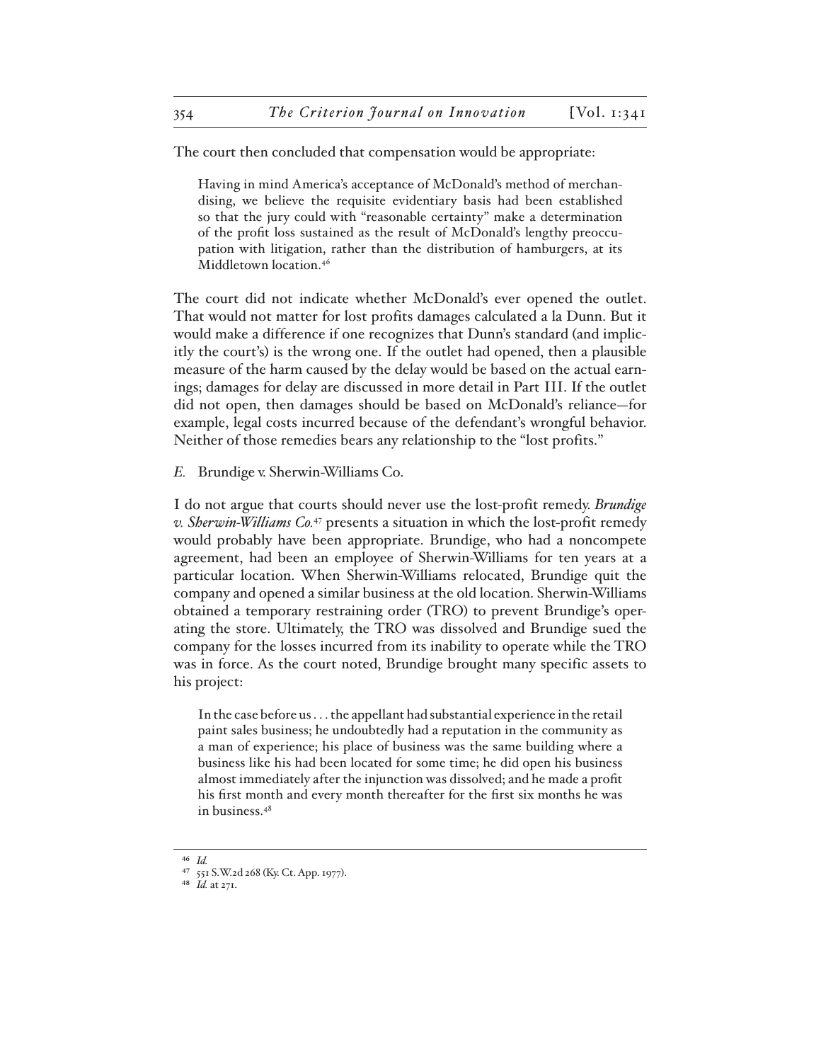The court then concluded that compensation would be appropriate:

> Having in mind America's acceptance of McDonald's method of merchandising, we believe the requisite evidentiary basis had been established so that the jury could with "reasonable certainty" make a determination of the profit loss sustained as the result of McDonald's lengthy preoccupation with litigation, rather than the distribution of hamburgers, at its Middletown location.[46]

The court did not indicate whether McDonald's ever opened the outlet. That would not matter for lost profits damages calculated a la Dunn. But it would make a difference if one recognizes that Dunn's standard (and implicitly the court's) is the wrong one. If the outlet had opened, then a plausible measure of the harm caused by the delay would be based on the actual earnings; damages for delay are discussed in more detail in Part III. If the outlet did not open, then damages should be based on McDonald's reliance—for example, legal costs incurred because of the defendant's wrongful behavior. Neither of those remedies bears any relationship to the "lost profits."

### *E.* Brundige v. Sherwin-Williams Co.

I do not argue that courts should never use the lost-profit remedy. ***Brundige v. Sherwin-Williams Co.***[47] presents a situation in which the lost-profit remedy would probably have been appropriate. Brundige, who had a noncompete agreement, had been an employee of Sherwin-Williams for ten years at a particular location. When Sherwin-Williams relocated, Brundige quit the company and opened a similar business at the old location. Sherwin-Williams obtained a temporary restraining order (TRO) to prevent Brundige's operating the store. Ultimately, the TRO was dissolved and Brundige sued the company for the losses incurred from its inability to operate while the TRO was in force. As the court noted, Brundige brought many specific assets to his project:

> In the case before us . . . the appellant had substantial experience in the retail paint sales business; he undoubtedly had a reputation in the community as a man of experience; his place of business was the same building where a business like his had been located for some time; he did open his business almost immediately after the injunction was dissolved; and he made a profit his first month and every month thereafter for the first six months he was in business.[48]

---

[46] *Id.*

[47] 551 S.W.2d 268 (Ky. Ct. App. 1977).

[48] *Id.* at 271.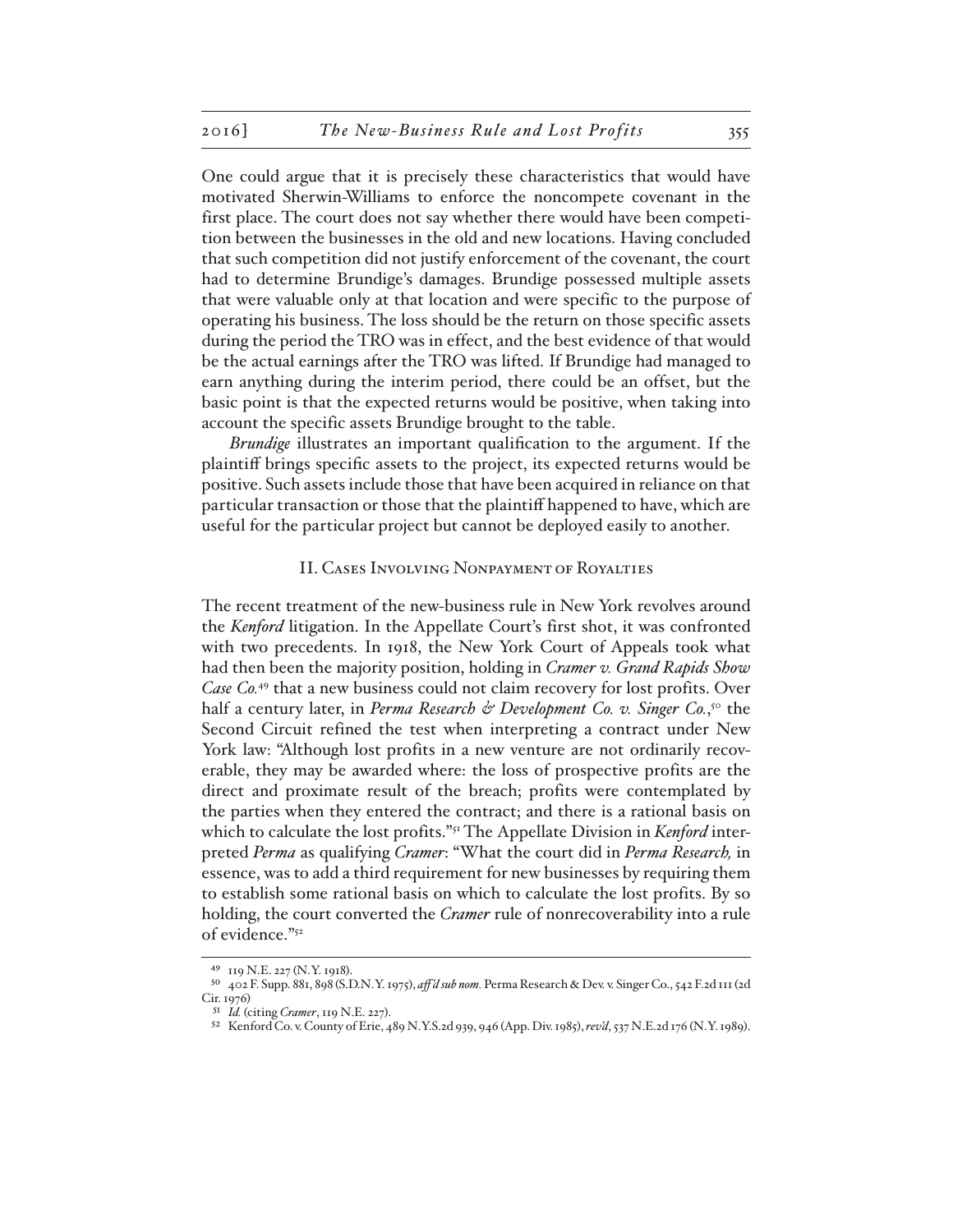One could argue that it is precisely these characteristics that would have motivated Sherwin-Williams to enforce the noncompete covenant in the first place. The court does not say whether there would have been competition between the businesses in the old and new locations. Having concluded that such competition did not justify enforcement of the covenant, the court had to determine Brundige's damages. Brundige possessed multiple assets that were valuable only at that location and were specific to the purpose of operating his business. The loss should be the return on those specific assets during the period the TRO was in effect, and the best evidence of that would be the actual earnings after the TRO was lifted. If Brundige had managed to earn anything during the interim period, there could be an offset, but the basic point is that the expected returns would be positive, when taking into account the specific assets Brundige brought to the table.

*Brundige* illustrates an important qualification to the argument. If the plaintiff brings specific assets to the project, its expected returns would be positive. Such assets include those that have been acquired in reliance on that particular transaction or those that the plaintiff happened to have, which are useful for the particular project but cannot be deployed easily to another.

## II. Cases Involving Nonpayment of Royalties

The recent treatment of the new-business rule in New York revolves around the *Kenford* litigation. In the Appellate Court's first shot, it was confronted with two precedents. In 1918, the New York Court of Appeals took what had then been the majority position, holding in *Cramer v. Grand Rapids Show Case Co.*[49] that a new business could not claim recovery for lost profits. Over half a century later, in *Perma Research & Development Co. v. Singer Co.*,[50] the Second Circuit refined the test when interpreting a contract under New York law: "Although lost profits in a new venture are not ordinarily recoverable, they may be awarded where: the loss of prospective profits are the direct and proximate result of the breach; profits were contemplated by the parties when they entered the contract; and there is a rational basis on which to calculate the lost profits."[51] The Appellate Division in *Kenford* interpreted *Perma* as qualifying *Cramer*: "What the court did in *Perma Research,* in essence, was to add a third requirement for new businesses by requiring them to establish some rational basis on which to calculate the lost profits. By so holding, the court converted the *Cramer* rule of nonrecoverability into a rule of evidence."[52]

---

[49] 119 N.E. 227 (N.Y. 1918).

[50] 402 F. Supp. 881, 898 (S.D.N.Y. 1975), *aff'd sub nom.* Perma Research & Dev. v. Singer Co., 542 F.2d 111 (2d Cir. 1976)

[51] *Id.* (citing *Cramer*, 119 N.E. 227).

[52] Kenford Co. v. County of Erie, 489 N.Y.S.2d 939, 946 (App. Div. 1985), *rev'd*, 537 N.E.2d 176 (N.Y. 1989).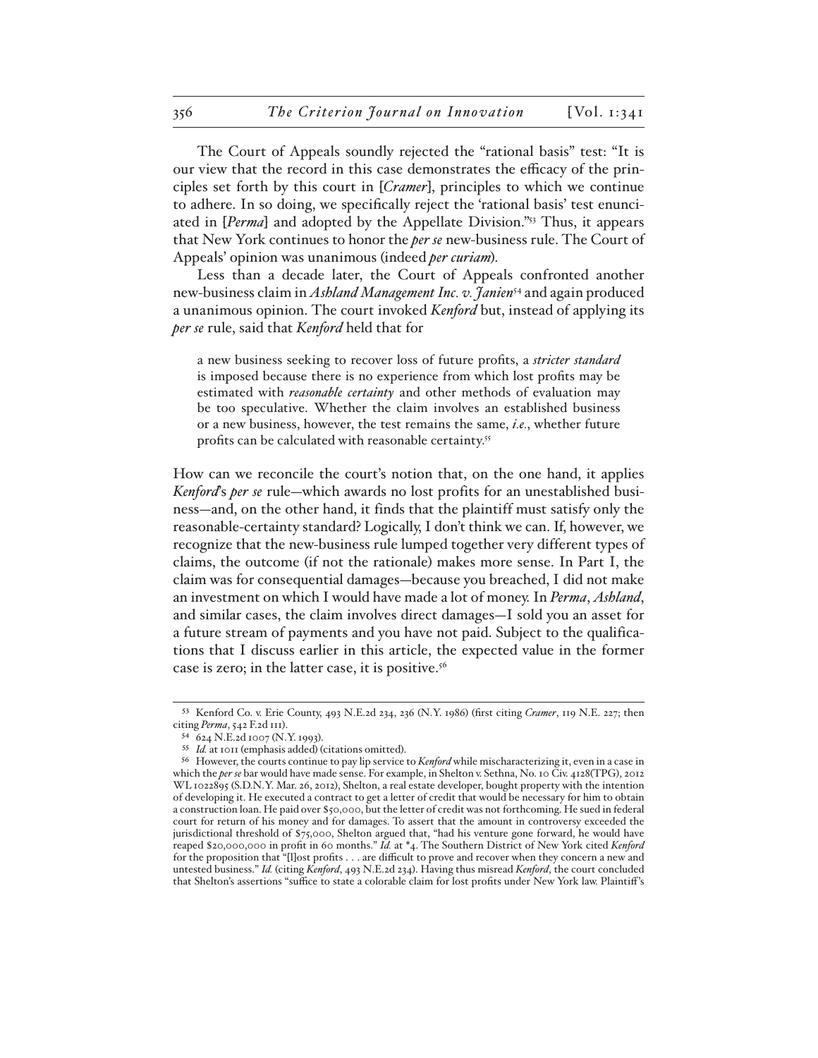The Court of Appeals soundly rejected the "rational basis" test: "It is our view that the record in this case demonstrates the efficacy of the principles set forth by this court in [*Cramer*], principles to which we continue to adhere. In so doing, we specifically reject the 'rational basis' test enunciated in [*Perma*] and adopted by the Appellate Division."[53] Thus, it appears that New York continues to honor the *per se* new-business rule. The Court of Appeals' opinion was unanimous (indeed *per curiam*).

Less than a decade later, the Court of Appeals confronted another new-business claim in *Ashland Management Inc. v. Janien*[54] and again produced a unanimous opinion. The court invoked *Kenford* but, instead of applying its *per se* rule, said that *Kenford* held that for

> a new business seeking to recover loss of future profits, a *stricter standard* is imposed because there is no experience from which lost profits may be estimated with *reasonable certainty* and other methods of evaluation may be too speculative. Whether the claim involves an established business or a new business, however, the test remains the same, *i.e.*, whether future profits can be calculated with reasonable certainty.[55]

How can we reconcile the court's notion that, on the one hand, it applies *Kenford*'s *per se* rule—which awards no lost profits for an unestablished business—and, on the other hand, it finds that the plaintiff must satisfy only the reasonable-certainty standard? Logically, I don't think we can. If, however, we recognize that the new-business rule lumped together very different types of claims, the outcome (if not the rationale) makes more sense. In Part I, the claim was for consequential damages—because you breached, I did not make an investment on which I would have made a lot of money. In *Perma*, *Ashland*, and similar cases, the claim involves direct damages—I sold you an asset for a future stream of payments and you have not paid. Subject to the qualifications that I discuss earlier in this article, the expected value in the former case is zero; in the latter case, it is positive.[56]

---

[53] Kenford Co. v. Erie County, 493 N.E.2d 234, 236 (N.Y. 1986) (first citing *Cramer*, 119 N.E. 227; then citing *Perma*, 542 F.2d 111).

[54] 624 N.E.2d 1007 (N.Y. 1993).

[55] *Id.* at 1011 (emphasis added) (citations omitted).

[56] However, the courts continue to pay lip service to *Kenford* while mischaracterizing it, even in a case in which the *per se* bar would have made sense. For example, in Shelton v. Sethna, No. 10 Civ. 4128(TPG), 2012 WL 1022895 (S.D.N.Y. Mar. 26, 2012), Shelton, a real estate developer, bought property with the intention of developing it. He executed a contract to get a letter of credit that would be necessary for him to obtain a construction loan. He paid over $50,000, but the letter of credit was not forthcoming. He sued in federal court for return of his money and for damages. To assert that the amount in controversy exceeded the jurisdictional threshold of $75,000, Shelton argued that, "had his venture gone forward, he would have reaped $20,000,000 in profit in 60 months." *Id.* at *4. The Southern District of New York cited *Kenford* for the proposition that "[l]ost profits . . . are difficult to prove and recover when they concern a new and untested business." *Id.* (citing *Kenford*, 493 N.E.2d 234). Having thus misread *Kenford*, the court concluded that Shelton's assertions "suffice to state a colorable claim for lost profits under New York law. Plaintiff's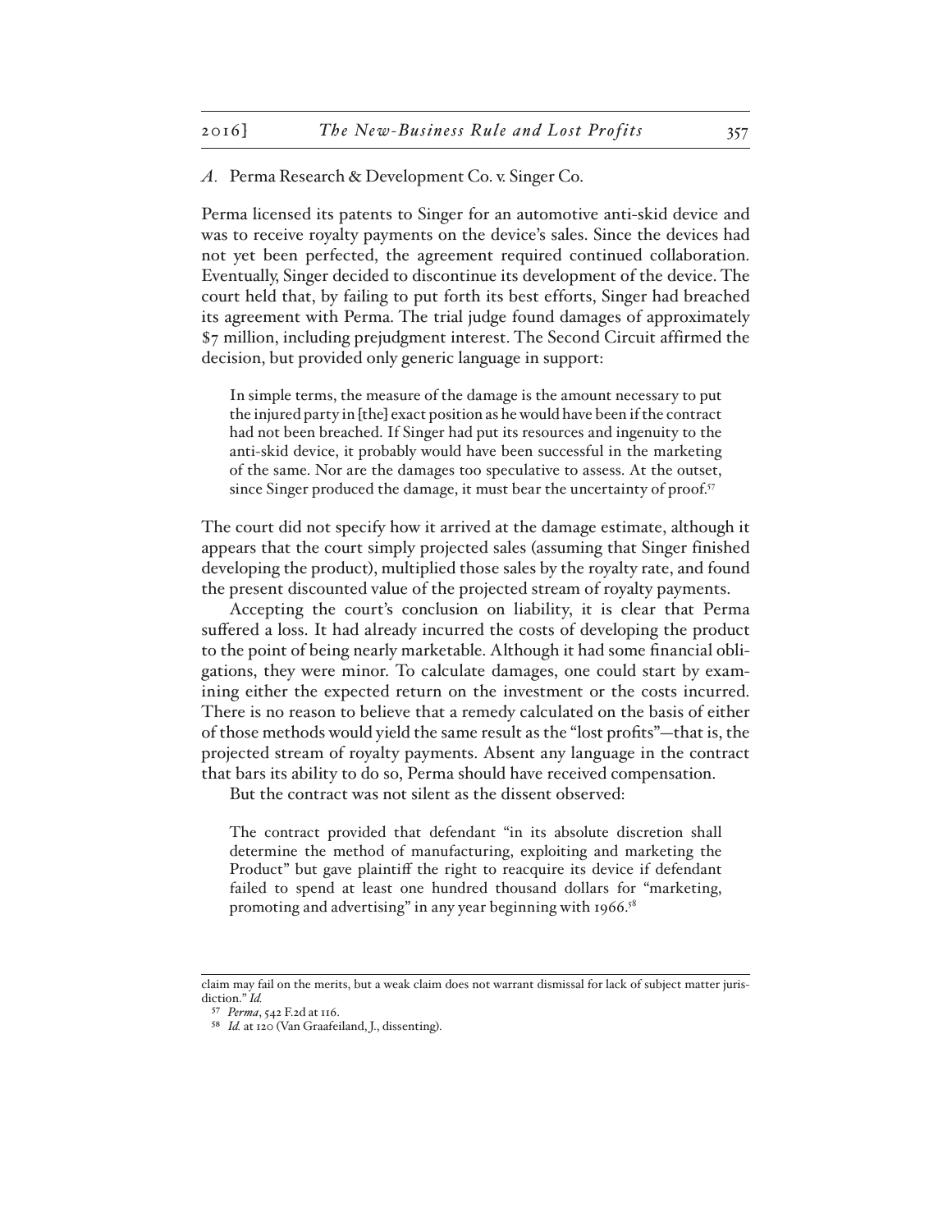### *A.* Perma Research & Development Co. v. Singer Co.

Perma licensed its patents to Singer for an automotive anti-skid device and was to receive royalty payments on the device's sales. Since the devices had not yet been perfected, the agreement required continued collaboration. Eventually, Singer decided to discontinue its development of the device. The court held that, by failing to put forth its best efforts, Singer had breached its agreement with Perma. The trial judge found damages of approximately $7 million, including prejudgment interest. The Second Circuit affirmed the decision, but provided only generic language in support:

> In simple terms, the measure of the damage is the amount necessary to put the injured party in [the] exact position as he would have been if the contract had not been breached. If Singer had put its resources and ingenuity to the anti-skid device, it probably would have been successful in the marketing of the same. Nor are the damages too speculative to assess. At the outset, since Singer produced the damage, it must bear the uncertainty of proof.[57]

The court did not specify how it arrived at the damage estimate, although it appears that the court simply projected sales (assuming that Singer finished developing the product), multiplied those sales by the royalty rate, and found the present discounted value of the projected stream of royalty payments.

Accepting the court's conclusion on liability, it is clear that Perma suffered a loss. It had already incurred the costs of developing the product to the point of being nearly marketable. Although it had some financial obligations, they were minor. To calculate damages, one could start by examining either the expected return on the investment or the costs incurred. There is no reason to believe that a remedy calculated on the basis of either of those methods would yield the same result as the "lost profits"—that is, the projected stream of royalty payments. Absent any language in the contract that bars its ability to do so, Perma should have received compensation.

But the contract was not silent as the dissent observed:

> The contract provided that defendant "in its absolute discretion shall determine the method of manufacturing, exploiting and marketing the Product" but gave plaintiff the right to reacquire its device if defendant failed to spend at least one hundred thousand dollars for "marketing, promoting and advertising" in any year beginning with 1966.[58]

---

claim may fail on the merits, but a weak claim does not warrant dismissal for lack of subject matter jurisdiction." *Id.*

[57] *Perma*, 542 F.2d at 116.

[58] *Id.* at 120 (Van Graafeiland, J., dissenting).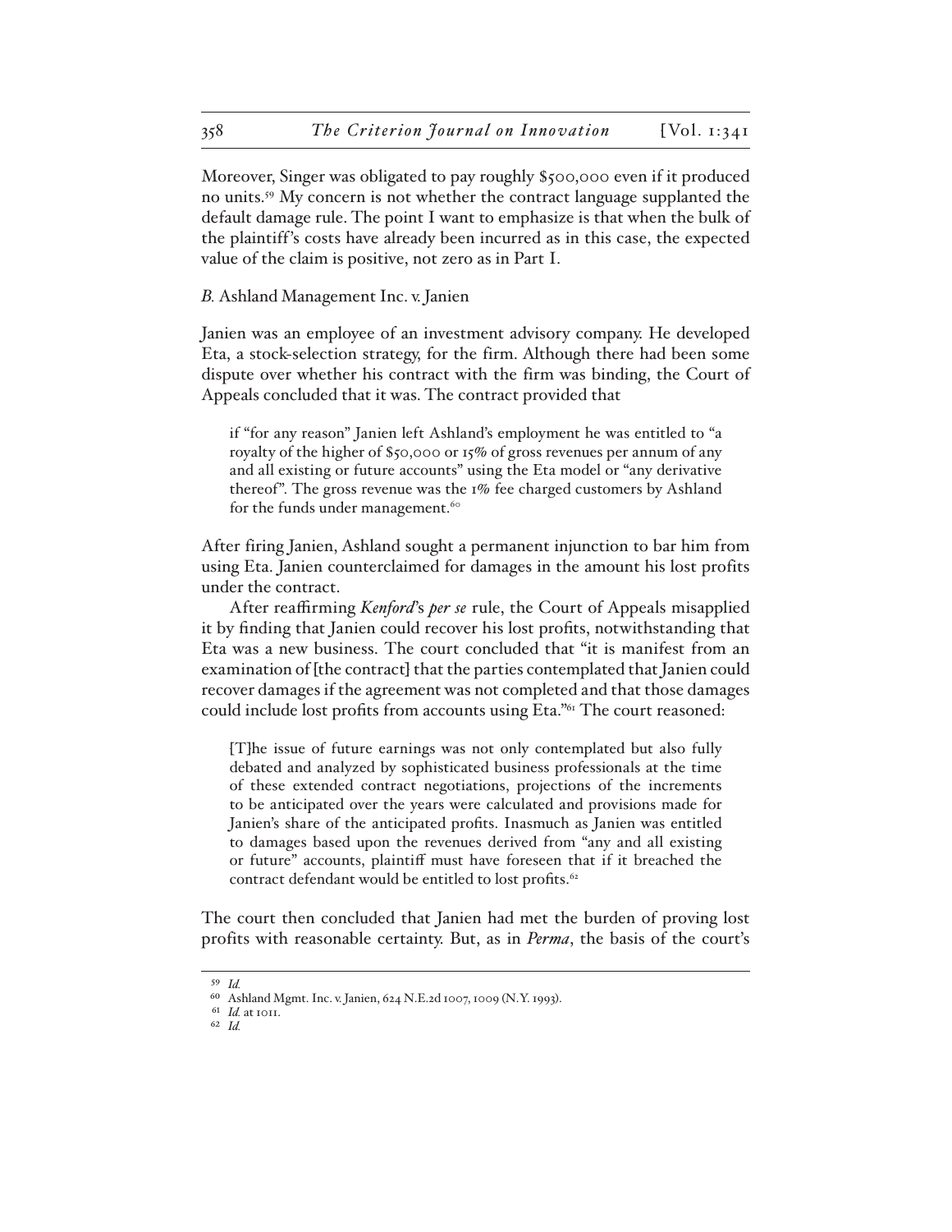Moreover, Singer was obligated to pay roughly $500,000 even if it produced no units.[59] My concern is not whether the contract language supplanted the default damage rule. The point I want to emphasize is that when the bulk of the plaintiff's costs have already been incurred as in this case, the expected value of the claim is positive, not zero as in Part I.

### *B.* Ashland Management Inc. v. Janien

Janien was an employee of an investment advisory company. He developed Eta, a stock-selection strategy, for the firm. Although there had been some dispute over whether his contract with the firm was binding, the Court of Appeals concluded that it was. The contract provided that

> if "for any reason" Janien left Ashland's employment he was entitled to "a royalty of the higher of $50,000 or 15% of gross revenues per annum of any and all existing or future accounts" using the Eta model or "any derivative thereof". The gross revenue was the 1% fee charged customers by Ashland for the funds under management.[60]

After firing Janien, Ashland sought a permanent injunction to bar him from using Eta. Janien counterclaimed for damages in the amount his lost profits under the contract.

After reaffirming *Kenford*'s *per se* rule, the Court of Appeals misapplied it by finding that Janien could recover his lost profits, notwithstanding that Eta was a new business. The court concluded that "it is manifest from an examination of [the contract] that the parties contemplated that Janien could recover damages if the agreement was not completed and that those damages could include lost profits from accounts using Eta."[61] The court reasoned:

> [T]he issue of future earnings was not only contemplated but also fully debated and analyzed by sophisticated business professionals at the time of these extended contract negotiations, projections of the increments to be anticipated over the years were calculated and provisions made for Janien's share of the anticipated profits. Inasmuch as Janien was entitled to damages based upon the revenues derived from "any and all existing or future" accounts, plaintiff must have foreseen that if it breached the contract defendant would be entitled to lost profits.[62]

The court then concluded that Janien had met the burden of proving lost profits with reasonable certainty. But, as in *Perma*, the basis of the court's

---

[59] *Id.*

[60] Ashland Mgmt. Inc. v. Janien, 624 N.E.2d 1007, 1009 (N.Y. 1993).

[61] *Id.* at 1011.

[62] *Id.*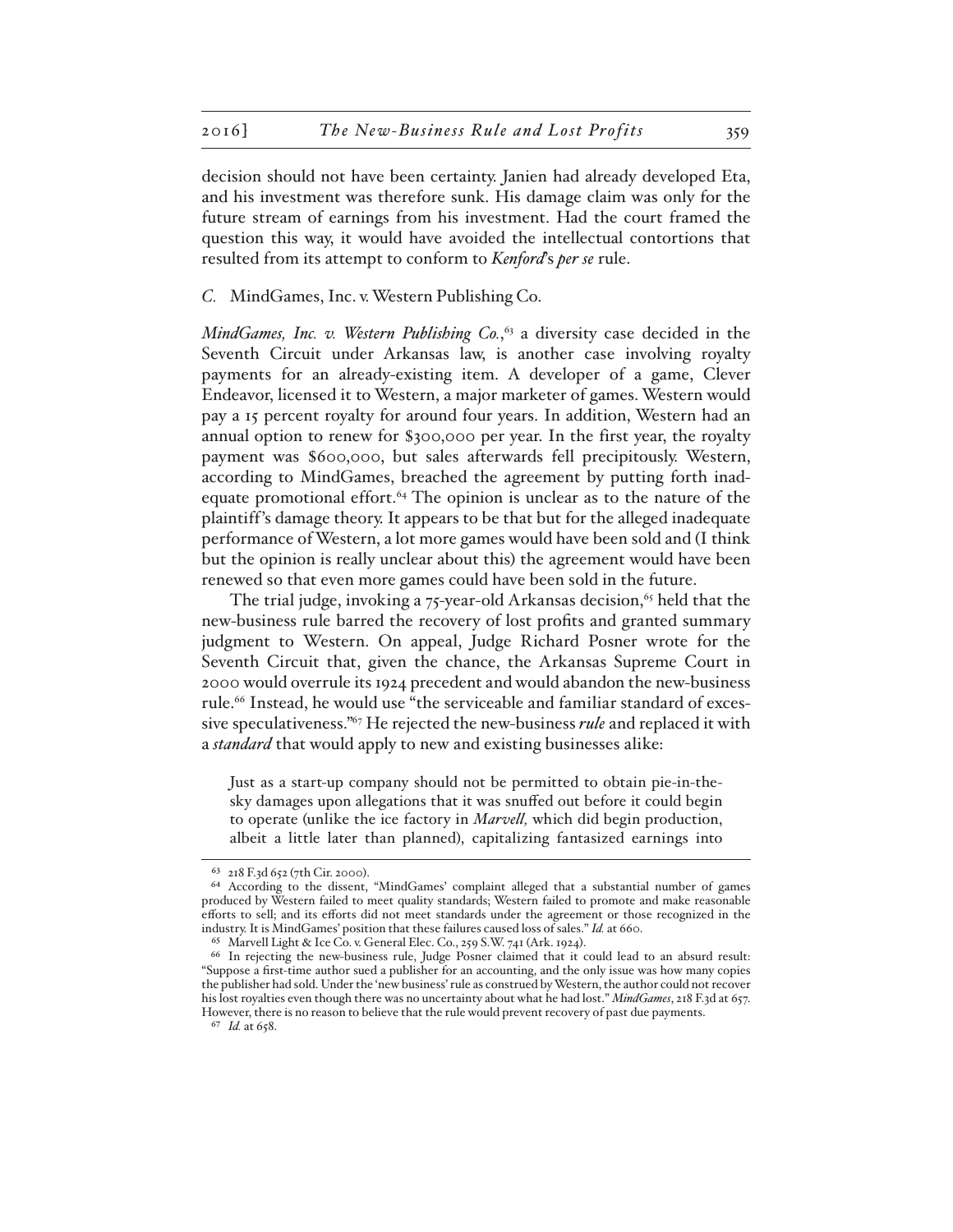decision should not have been certainty. Janien had already developed Eta, and his investment was therefore sunk. His damage claim was only for the future stream of earnings from his investment. Had the court framed the question this way, it would have avoided the intellectual contortions that resulted from its attempt to conform to *Kenford*'s *per se* rule.

### *C.* MindGames, Inc. v. Western Publishing Co.

*MindGames, Inc. v. Western Publishing Co.*,[63] a diversity case decided in the Seventh Circuit under Arkansas law, is another case involving royalty payments for an already-existing item. A developer of a game, Clever Endeavor, licensed it to Western, a major marketer of games. Western would pay a 15 percent royalty for around four years. In addition, Western had an annual option to renew for $300,000 per year. In the first year, the royalty payment was $600,000, but sales afterwards fell precipitously. Western, according to MindGames, breached the agreement by putting forth inadequate promotional effort.[64] The opinion is unclear as to the nature of the plaintiff's damage theory. It appears to be that but for the alleged inadequate performance of Western, a lot more games would have been sold and (I think but the opinion is really unclear about this) the agreement would have been renewed so that even more games could have been sold in the future.

The trial judge, invoking a 75-year-old Arkansas decision,[65] held that the new-business rule barred the recovery of lost profits and granted summary judgment to Western. On appeal, Judge Richard Posner wrote for the Seventh Circuit that, given the chance, the Arkansas Supreme Court in 2000 would overrule its 1924 precedent and would abandon the new-business rule.[66] Instead, he would use "the serviceable and familiar standard of excessive speculativeness."[67] He rejected the new-business *rule* and replaced it with a *standard* that would apply to new and existing businesses alike:

> Just as a start-up company should not be permitted to obtain pie-in-the-sky damages upon allegations that it was snuffed out before it could begin to operate (unlike the ice factory in *Marvell,* which did begin production, albeit a little later than planned), capitalizing fantasized earnings into

---

[63] 218 F.3d 652 (7th Cir. 2000).

[64] According to the dissent, "MindGames' complaint alleged that a substantial number of games produced by Western failed to meet quality standards; Western failed to promote and make reasonable efforts to sell; and its efforts did not meet standards under the agreement or those recognized in the industry. It is MindGames' position that these failures caused loss of sales." *Id.* at 660.

[65] Marvell Light & Ice Co. v. General Elec. Co., 259 S.W. 741 (Ark. 1924).

[66] In rejecting the new-business rule, Judge Posner claimed that it could lead to an absurd result: "Suppose a first-time author sued a publisher for an accounting, and the only issue was how many copies the publisher had sold. Under the 'new business' rule as construed by Western, the author could not recover his lost royalties even though there was no uncertainty about what he had lost." *MindGames*, 218 F.3d at 657. However, there is no reason to believe that the rule would prevent recovery of past due payments.

[67] *Id.* at 658.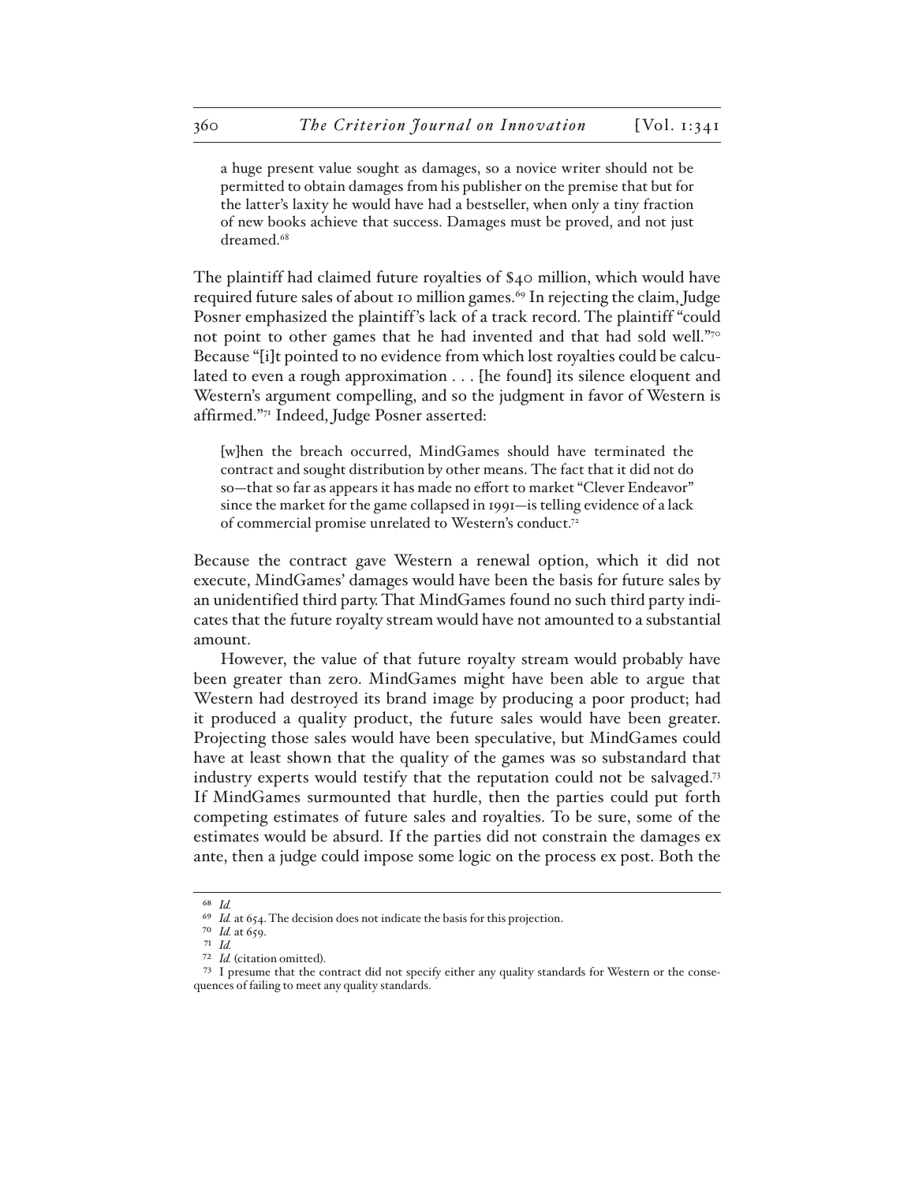> a huge present value sought as damages, so a novice writer should not be permitted to obtain damages from his publisher on the premise that but for the latter's laxity he would have had a bestseller, when only a tiny fraction of new books achieve that success. Damages must be proved, and not just dreamed.[68]

The plaintiff had claimed future royalties of $40 million, which would have required future sales of about 10 million games.[69] In rejecting the claim, Judge Posner emphasized the plaintiff's lack of a track record. The plaintiff "could not point to other games that he had invented and that had sold well."[70] Because "[i]t pointed to no evidence from which lost royalties could be calculated to even a rough approximation . . . [he found] its silence eloquent and Western's argument compelling, and so the judgment in favor of Western is affirmed."[71] Indeed, Judge Posner asserted:

> [w]hen the breach occurred, MindGames should have terminated the contract and sought distribution by other means. The fact that it did not do so—that so far as appears it has made no effort to market "Clever Endeavor" since the market for the game collapsed in 1991—is telling evidence of a lack of commercial promise unrelated to Western's conduct.[72]

Because the contract gave Western a renewal option, which it did not execute, MindGames' damages would have been the basis for future sales by an unidentified third party. That MindGames found no such third party indicates that the future royalty stream would have not amounted to a substantial amount.

However, the value of that future royalty stream would probably have been greater than zero. MindGames might have been able to argue that Western had destroyed its brand image by producing a poor product; had it produced a quality product, the future sales would have been greater. Projecting those sales would have been speculative, but MindGames could have at least shown that the quality of the games was so substandard that industry experts would testify that the reputation could not be salvaged.[73] If MindGames surmounted that hurdle, then the parties could put forth competing estimates of future sales and royalties. To be sure, some of the estimates would be absurd. If the parties did not constrain the damages ex ante, then a judge could impose some logic on the process ex post. Both the

---

[68] *Id.*

[69] *Id.* at 654. The decision does not indicate the basis for this projection.

[70] *Id.* at 659.

[71] *Id.*

[72] *Id.* (citation omitted).

[73] I presume that the contract did not specify either any quality standards for Western or the consequences of failing to meet any quality standards.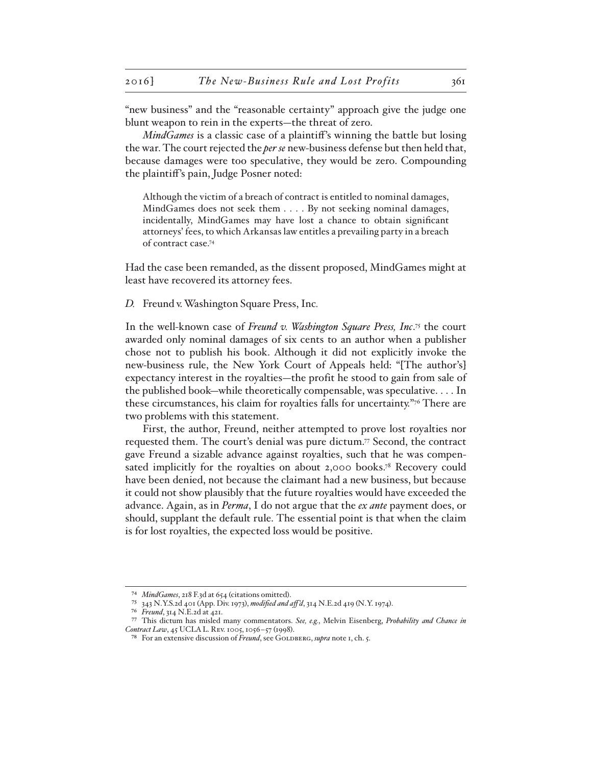"new business" and the "reasonable certainty" approach give the judge one blunt weapon to rein in the experts—the threat of zero.

*MindGames* is a classic case of a plaintiff's winning the battle but losing the war. The court rejected the *per se* new-business defense but then held that, because damages were too speculative, they would be zero. Compounding the plaintiff's pain, Judge Posner noted:

> Although the victim of a breach of contract is entitled to nominal damages, MindGames does not seek them . . . . By not seeking nominal damages, incidentally, MindGames may have lost a chance to obtain significant attorneys' fees, to which Arkansas law entitles a prevailing party in a breach of contract case.[74]

Had the case been remanded, as the dissent proposed, MindGames might at least have recovered its attorney fees.

### *D.* Freund v. Washington Square Press, Inc*.*

In the well-known case of *Freund v. Washington Square Press, Inc*.[75] the court awarded only nominal damages of six cents to an author when a publisher chose not to publish his book. Although it did not explicitly invoke the new-business rule, the New York Court of Appeals held: "[The author's] expectancy interest in the royalties—the profit he stood to gain from sale of the published book—while theoretically compensable, was speculative. . . . In these circumstances, his claim for royalties falls for uncertainty."[76] There are two problems with this statement.

First, the author, Freund, neither attempted to prove lost royalties nor requested them. The court's denial was pure dictum.[77] Second, the contract gave Freund a sizable advance against royalties, such that he was compensated implicitly for the royalties on about 2,000 books.[78] Recovery could have been denied, not because the claimant had a new business, but because it could not show plausibly that the future royalties would have exceeded the advance. Again, as in *Perma*, I do not argue that the *ex ante* payment does, or should, supplant the default rule. The essential point is that when the claim is for lost royalties, the expected loss would be positive.

---

[74] *MindGames*, 218 F.3d at 654 (citations omitted).

[75] 343 N.Y.S.2d 401 (App. Div. 1973), *modified and aff'd*, 314 N.E.2d 419 (N.Y. 1974).

[76] *Freund*, 314 N.E.2d at 421.

[77] This dictum has misled many commentators. *See, e.g.*, Melvin Eisenberg, *Probability and Chance in Contract Law*, 45 UCLA L. Rev. 1005, 1056–57 (1998).

[78] For an extensive discussion of *Freund*, see Goldberg, *supra* note 1, ch. 5.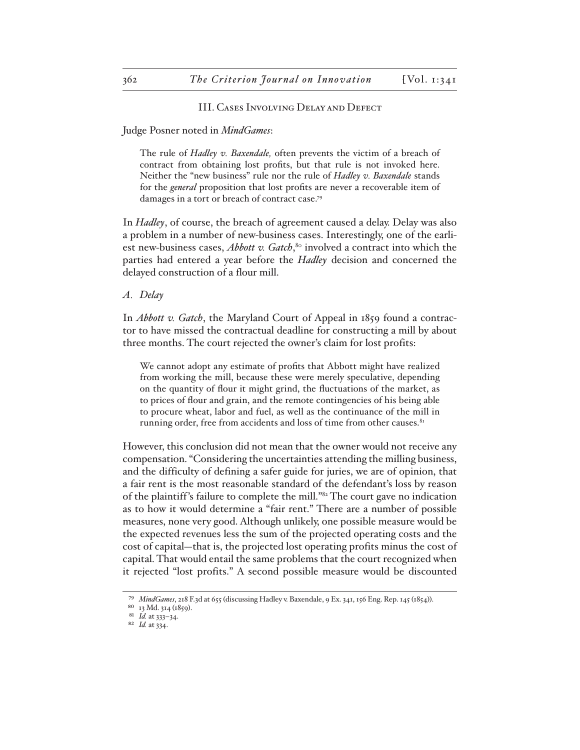## III. Cases Involving Delay and Defect

Judge Posner noted in *MindGames*:

> The rule of *Hadley v. Baxendale,* often prevents the victim of a breach of contract from obtaining lost profits, but that rule is not invoked here. Neither the "new business" rule nor the rule of *Hadley v. Baxendale* stands for the *general* proposition that lost profits are never a recoverable item of damages in a tort or breach of contract case.[79]

In *Hadley*, of course, the breach of agreement caused a delay. Delay was also a problem in a number of new-business cases. Interestingly, one of the earliest new-business cases, *Abbott v. Gatch*,[80] involved a contract into which the parties had entered a year before the *Hadley* decision and concerned the delayed construction of a flour mill.

### *A. Delay*

In *Abbott v. Gatch*, the Maryland Court of Appeal in 1859 found a contractor to have missed the contractual deadline for constructing a mill by about three months. The court rejected the owner's claim for lost profits:

> We cannot adopt any estimate of profits that Abbott might have realized from working the mill, because these were merely speculative, depending on the quantity of flour it might grind, the fluctuations of the market, as to prices of flour and grain, and the remote contingencies of his being able to procure wheat, labor and fuel, as well as the continuance of the mill in running order, free from accidents and loss of time from other causes.[81]

However, this conclusion did not mean that the owner would not receive any compensation. "Considering the uncertainties attending the milling business, and the difficulty of defining a safer guide for juries, we are of opinion, that a fair rent is the most reasonable standard of the defendant's loss by reason of the plaintiff's failure to complete the mill."[82] The court gave no indication as to how it would determine a "fair rent." There are a number of possible measures, none very good. Although unlikely, one possible measure would be the expected revenues less the sum of the projected operating costs and the cost of capital—that is, the projected lost operating profits minus the cost of capital. That would entail the same problems that the court recognized when it rejected "lost profits." A second possible measure would be discounted

---

[79] *MindGames*, 218 F.3d at 655 (discussing Hadley v. Baxendale, 9 Ex. 341, 156 Eng. Rep. 145 (1854)).

[80] 13 Md. 314 (1859).

[81] *Id.* at 333–34.

[82] *Id.* at 334.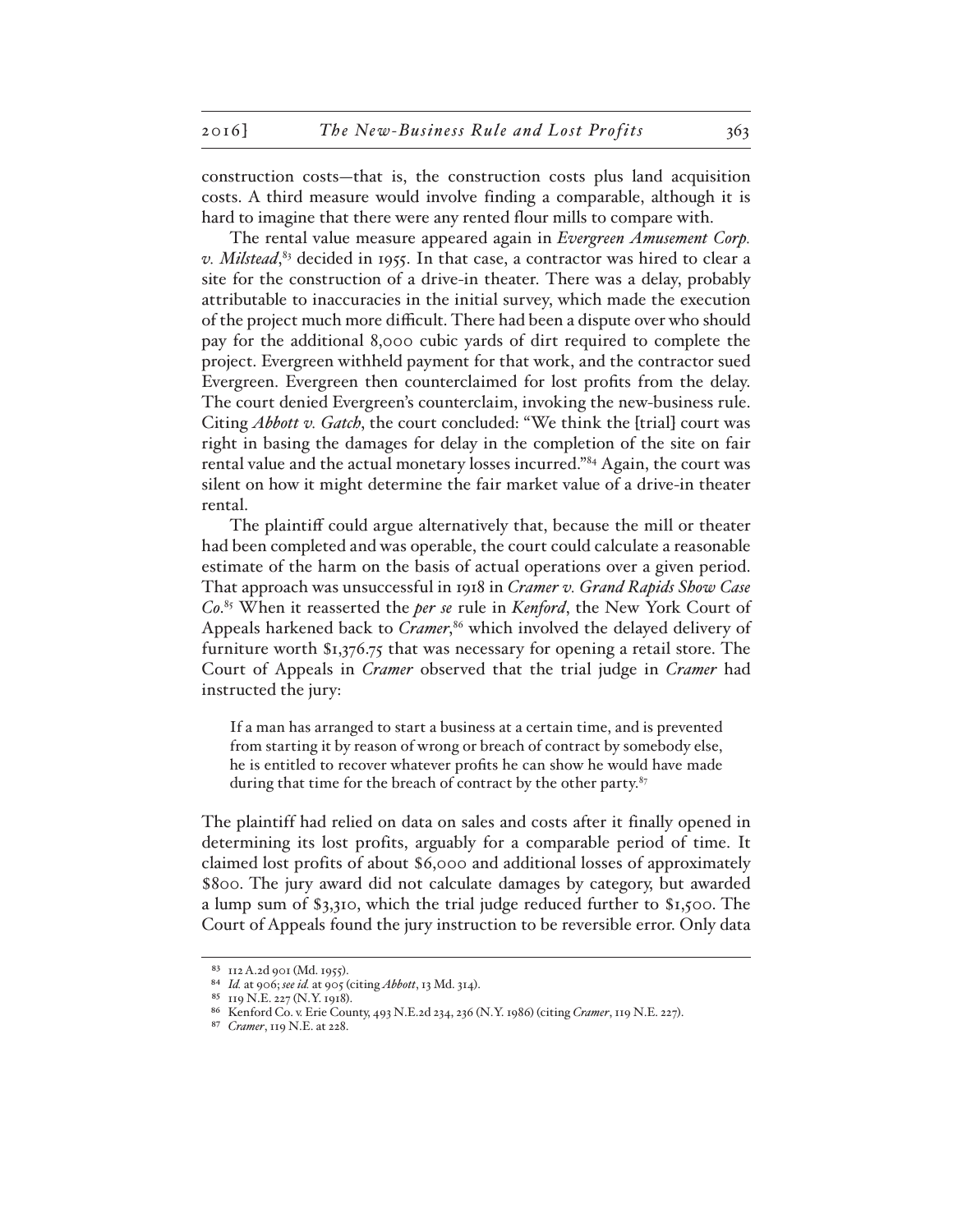construction costs—that is, the construction costs plus land acquisition costs. A third measure would involve finding a comparable, although it is hard to imagine that there were any rented flour mills to compare with.

The rental value measure appeared again in *Evergreen Amusement Corp. v. Milstead*,[83] decided in 1955. In that case, a contractor was hired to clear a site for the construction of a drive-in theater. There was a delay, probably attributable to inaccuracies in the initial survey, which made the execution of the project much more difficult. There had been a dispute over who should pay for the additional 8,000 cubic yards of dirt required to complete the project. Evergreen withheld payment for that work, and the contractor sued Evergreen. Evergreen then counterclaimed for lost profits from the delay. The court denied Evergreen's counterclaim, invoking the new-business rule. Citing *Abbott v. Gatch*, the court concluded: "We think the [trial] court was right in basing the damages for delay in the completion of the site on fair rental value and the actual monetary losses incurred."[84] Again, the court was silent on how it might determine the fair market value of a drive-in theater rental.

The plaintiff could argue alternatively that, because the mill or theater had been completed and was operable, the court could calculate a reasonable estimate of the harm on the basis of actual operations over a given period. That approach was unsuccessful in 1918 in *Cramer v. Grand Rapids Show Case Co.*[85] When it reasserted the *per se* rule in *Kenford*, the New York Court of Appeals harkened back to *Cramer*,[86] which involved the delayed delivery of furniture worth $1,376.75 that was necessary for opening a retail store. The Court of Appeals in *Cramer* observed that the trial judge in *Cramer* had instructed the jury:

> If a man has arranged to start a business at a certain time, and is prevented from starting it by reason of wrong or breach of contract by somebody else, he is entitled to recover whatever profits he can show he would have made during that time for the breach of contract by the other party.[87]

The plaintiff had relied on data on sales and costs after it finally opened in determining its lost profits, arguably for a comparable period of time. It claimed lost profits of about $6,000 and additional losses of approximately $800. The jury award did not calculate damages by category, but awarded a lump sum of $3,310, which the trial judge reduced further to $1,500. The Court of Appeals found the jury instruction to be reversible error. Only data

---

[83] 112 A.2d 901 (Md. 1955).

[84] *Id.* at 906; *see id.* at 905 (citing *Abbott*, 13 Md. 314).

[85] 119 N.E. 227 (N.Y. 1918).

[86] Kenford Co. v. Erie County, 493 N.E.2d 234, 236 (N.Y. 1986) (citing *Cramer*, 119 N.E. 227).

[87] *Cramer*, 119 N.E. at 228.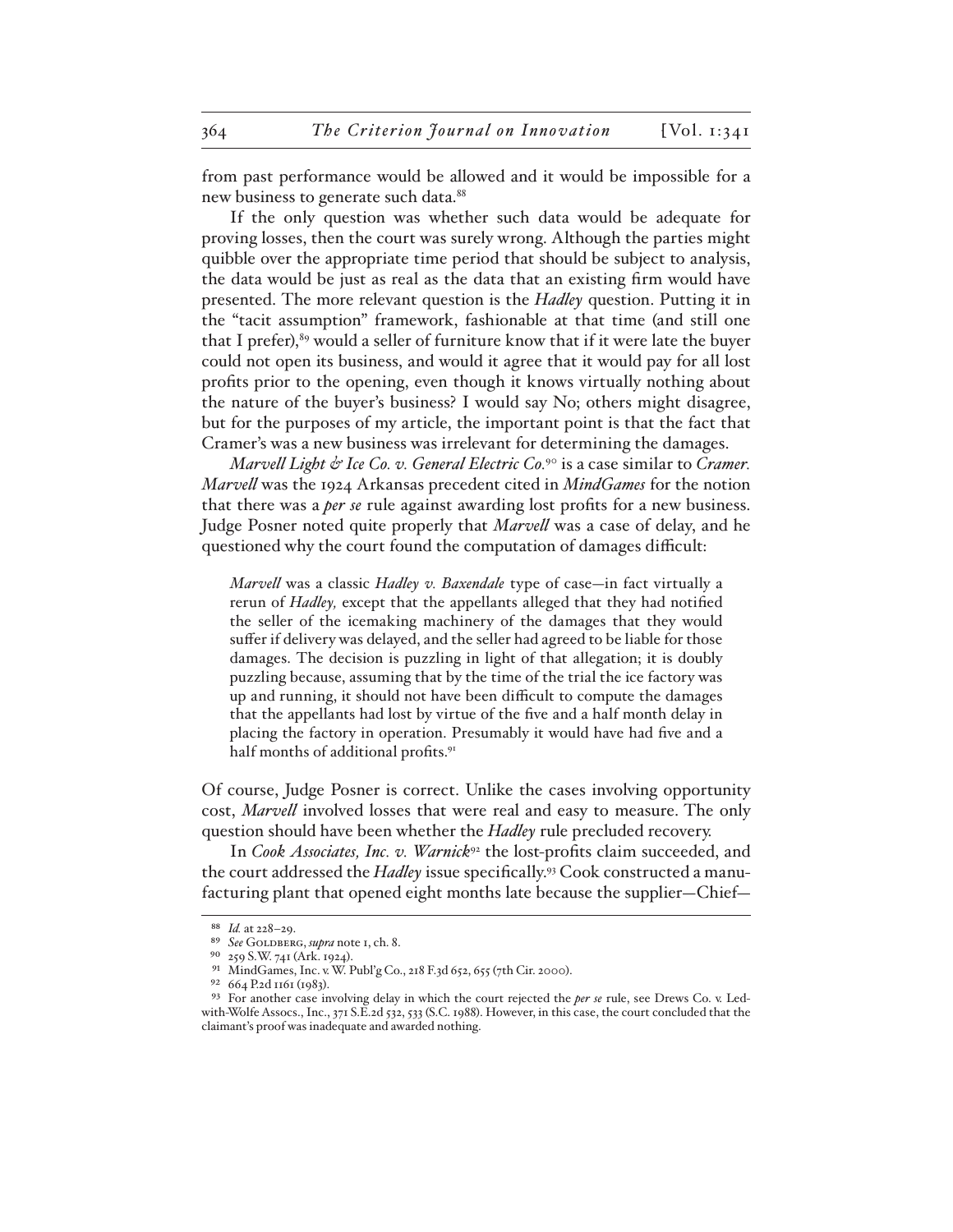from past performance would be allowed and it would be impossible for a new business to generate such data.[88]

If the only question was whether such data would be adequate for proving losses, then the court was surely wrong. Although the parties might quibble over the appropriate time period that should be subject to analysis, the data would be just as real as the data that an existing firm would have presented. The more relevant question is the *Hadley* question. Putting it in the "tacit assumption" framework, fashionable at that time (and still one that I prefer),[89] would a seller of furniture know that if it were late the buyer could not open its business, and would it agree that it would pay for all lost profits prior to the opening, even though it knows virtually nothing about the nature of the buyer's business? I would say No; others might disagree, but for the purposes of my article, the important point is that the fact that Cramer's was a new business was irrelevant for determining the damages.

*Marvell Light & Ice Co. v. General Electric Co.*[90] is a case similar to *Cramer. Marvell* was the 1924 Arkansas precedent cited in *MindGames* for the notion that there was a *per se* rule against awarding lost profits for a new business. Judge Posner noted quite properly that *Marvell* was a case of delay, and he questioned why the court found the computation of damages difficult:

> *Marvell* was a classic *Hadley v. Baxendale* type of case—in fact virtually a rerun of *Hadley,* except that the appellants alleged that they had notified the seller of the icemaking machinery of the damages that they would suffer if delivery was delayed, and the seller had agreed to be liable for those damages. The decision is puzzling in light of that allegation; it is doubly puzzling because, assuming that by the time of the trial the ice factory was up and running, it should not have been difficult to compute the damages that the appellants had lost by virtue of the five and a half month delay in placing the factory in operation. Presumably it would have had five and a half months of additional profits.[91]

Of course, Judge Posner is correct. Unlike the cases involving opportunity cost, *Marvell* involved losses that were real and easy to measure. The only question should have been whether the *Hadley* rule precluded recovery.

In *Cook Associates, Inc. v. Warnick*[92] the lost-profits claim succeeded, and the court addressed the *Hadley* issue specifically.[93] Cook constructed a manufacturing plant that opened eight months late because the supplier—Chief—

---

[88] *Id.* at 228–29.

[89] *See* Goldberg, *supra* note 1, ch. 8.

[90] 259 S.W. 741 (Ark. 1924).

[91] MindGames, Inc. v. W. Publ'g Co., 218 F.3d 652, 655 (7th Cir. 2000).

[92] 664 P.2d 1161 (1983).

[93] For another case involving delay in which the court rejected the *per se* rule, see Drews Co. v. Ledwith-Wolfe Assocs., Inc., 371 S.E.2d 532, 533 (S.C. 1988). However, in this case, the court concluded that the claimant's proof was inadequate and awarded nothing.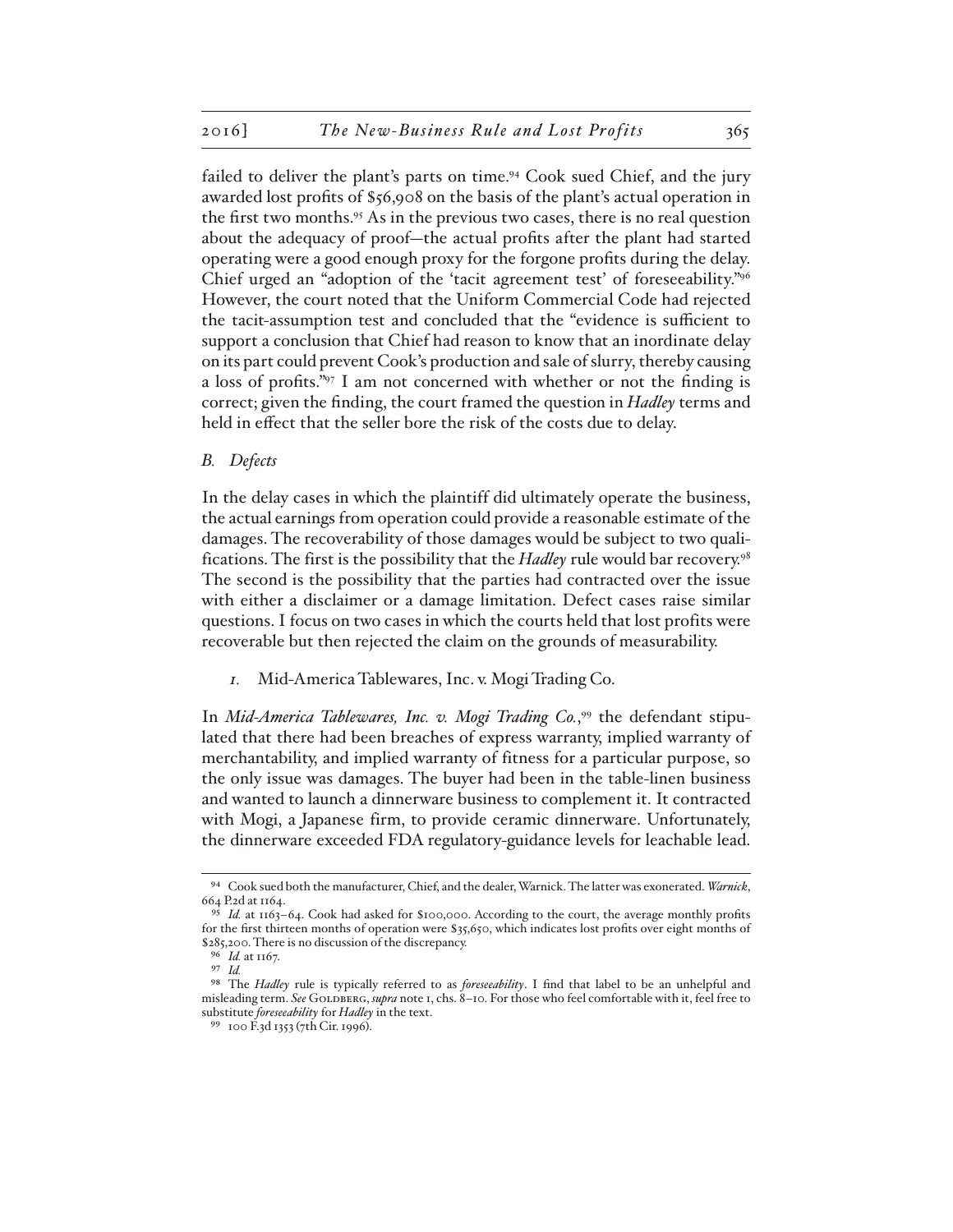failed to deliver the plant's parts on time.[94] Cook sued Chief, and the jury awarded lost profits of $56,908 on the basis of the plant's actual operation in the first two months.[95] As in the previous two cases, there is no real question about the adequacy of proof—the actual profits after the plant had started operating were a good enough proxy for the forgone profits during the delay. Chief urged an "adoption of the 'tacit agreement test' of foreseeability."[96] However, the court noted that the Uniform Commercial Code had rejected the tacit-assumption test and concluded that the "evidence is sufficient to support a conclusion that Chief had reason to know that an inordinate delay on its part could prevent Cook's production and sale of slurry, thereby causing a loss of profits."[97] I am not concerned with whether or not the finding is correct; given the finding, the court framed the question in *Hadley* terms and held in effect that the seller bore the risk of the costs due to delay.

### *B. Defects*

In the delay cases in which the plaintiff did ultimately operate the business, the actual earnings from operation could provide a reasonable estimate of the damages. The recoverability of those damages would be subject to two qualifications. The first is the possibility that the *Hadley* rule would bar recovery.[98] The second is the possibility that the parties had contracted over the issue with either a disclaimer or a damage limitation. Defect cases raise similar questions. I focus on two cases in which the courts held that lost profits were recoverable but then rejected the claim on the grounds of measurability.

#### *1.* Mid-America Tablewares, Inc. v. Mogi Trading Co.

In *Mid-America Tablewares, Inc. v. Mogi Trading Co.*,[99] the defendant stipulated that there had been breaches of express warranty, implied warranty of merchantability, and implied warranty of fitness for a particular purpose, so the only issue was damages. The buyer had been in the table-linen business and wanted to launch a dinnerware business to complement it. It contracted with Mogi, a Japanese firm, to provide ceramic dinnerware. Unfortunately, the dinnerware exceeded FDA regulatory-guidance levels for leachable lead.

---

[94] Cook sued both the manufacturer, Chief, and the dealer, Warnick. The latter was exonerated. *Warnick*, 664 P.2d at 1164.

[95] *Id.* at 1163–64. Cook had asked for $100,000. According to the court, the average monthly profits for the first thirteen months of operation were $35,650, which indicates lost profits over eight months of $285,200. There is no discussion of the discrepancy.

[96] *Id.* at 1167.

[97] *Id.*

[98] The *Hadley* rule is typically referred to as *foreseeability*. I find that label to be an unhelpful and misleading term. *See* Goldberg, *supra* note 1, chs. 8–10. For those who feel comfortable with it, feel free to substitute *foreseeability* for *Hadley* in the text.

[99] 100 F.3d 1353 (7th Cir. 1996).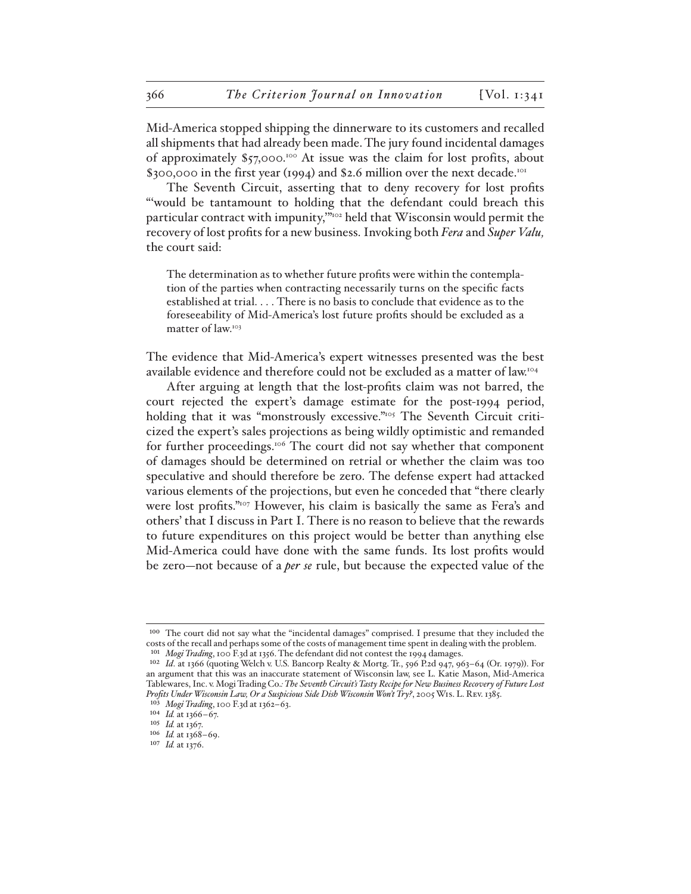Mid-America stopped shipping the dinnerware to its customers and recalled all shipments that had already been made. The jury found incidental damages of approximately $57,000.[100] At issue was the claim for lost profits, about $300,000 in the first year (1994) and $2.6 million over the next decade.[101]

The Seventh Circuit, asserting that to deny recovery for lost profits "'would be tantamount to holding that the defendant could breach this particular contract with impunity,'"[102] held that Wisconsin would permit the recovery of lost profits for a new business. Invoking both *Fera* and *Super Valu,* the court said:

> The determination as to whether future profits were within the contemplation of the parties when contracting necessarily turns on the specific facts established at trial. . . . There is no basis to conclude that evidence as to the foreseeability of Mid-America's lost future profits should be excluded as a matter of law.[103]

The evidence that Mid-America's expert witnesses presented was the best available evidence and therefore could not be excluded as a matter of law.[104]

After arguing at length that the lost-profits claim was not barred, the court rejected the expert's damage estimate for the post-1994 period, holding that it was "monstrously excessive."[105] The Seventh Circuit criticized the expert's sales projections as being wildly optimistic and remanded for further proceedings.[106] The court did not say whether that component of damages should be determined on retrial or whether the claim was too speculative and should therefore be zero. The defense expert had attacked various elements of the projections, but even he conceded that "there clearly were lost profits."[107] However, his claim is basically the same as Fera's and others' that I discuss in Part I. There is no reason to believe that the rewards to future expenditures on this project would be better than anything else Mid-America could have done with the same funds. Its lost profits would be zero—not because of a *per se* rule, but because the expected value of the

---

[100] The court did not say what the "incidental damages" comprised. I presume that they included the costs of the recall and perhaps some of the costs of management time spent in dealing with the problem.

[101] *Mogi Trading*, 100 F.3d at 1356. The defendant did not contest the 1994 damages.

[102] *Id.* at 1366 (quoting Welch v. U.S. Bancorp Realty & Mortg. Tr., 596 P.2d 947, 963–64 (Or. 1979)). For an argument that this was an inaccurate statement of Wisconsin law, see L. Katie Mason, Mid-America Tablewares, Inc. v. Mogi Trading Co.*: The Seventh Circuit's Tasty Recipe for New Business Recovery of Future Lost Profits Under Wisconsin Law, Or a Suspicious Side Dish Wisconsin Won't Try?*, 2005 Wis. L. Rev. 1385.

[103] *Mogi Trading*, 100 F.3d at 1362–63.

[104] *Id.* at 1366–67.

[105] *Id.* at 1367.

[106] *Id.* at 1368–69.

[107] *Id.* at 1376.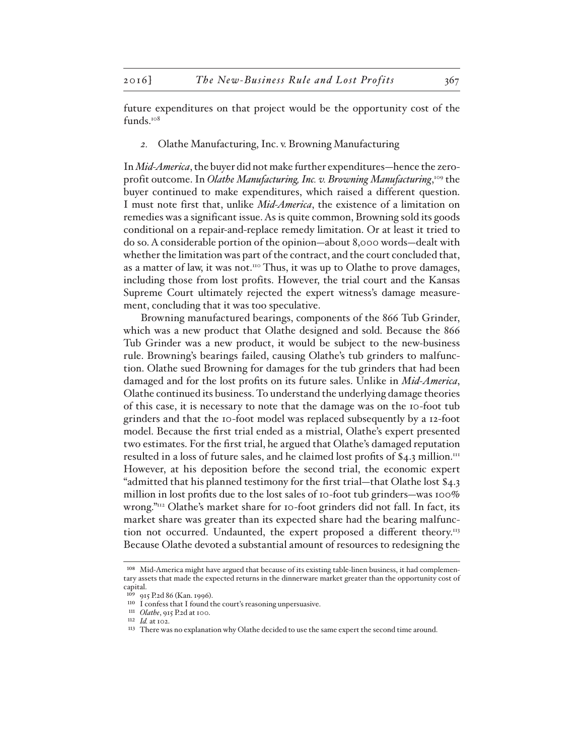future expenditures on that project would be the opportunity cost of the funds.[108]

### *2.* Olathe Manufacturing, Inc. v. Browning Manufacturing

In *Mid-America*, the buyer did not make further expenditures—hence the zero-profit outcome. In *Olathe Manufacturing, Inc. v. Browning Manufacturing*,[109] the buyer continued to make expenditures, which raised a different question. I must note first that, unlike *Mid-America*, the existence of a limitation on remedies was a significant issue. As is quite common, Browning sold its goods conditional on a repair-and-replace remedy limitation. Or at least it tried to do so. A considerable portion of the opinion—about 8,000 words—dealt with whether the limitation was part of the contract, and the court concluded that, as a matter of law, it was not.[110] Thus, it was up to Olathe to prove damages, including those from lost profits. However, the trial court and the Kansas Supreme Court ultimately rejected the expert witness's damage measurement, concluding that it was too speculative.

Browning manufactured bearings, components of the 866 Tub Grinder, which was a new product that Olathe designed and sold. Because the 866 Tub Grinder was a new product, it would be subject to the new-business rule. Browning's bearings failed, causing Olathe's tub grinders to malfunction. Olathe sued Browning for damages for the tub grinders that had been damaged and for the lost profits on its future sales. Unlike in *Mid-America*, Olathe continued its business. To understand the underlying damage theories of this case, it is necessary to note that the damage was on the 10-foot tub grinders and that the 10-foot model was replaced subsequently by a 12-foot model. Because the first trial ended as a mistrial, Olathe's expert presented two estimates. For the first trial, he argued that Olathe's damaged reputation resulted in a loss of future sales, and he claimed lost profits of $4.3 million.[111] However, at his deposition before the second trial, the economic expert "admitted that his planned testimony for the first trial—that Olathe lost $4.3 million in lost profits due to the lost sales of 10-foot tub grinders—was 100% wrong."[112] Olathe's market share for 10-foot grinders did not fall. In fact, its market share was greater than its expected share had the bearing malfunction not occurred. Undaunted, the expert proposed a different theory.[113] Because Olathe devoted a substantial amount of resources to redesigning the

---

[108] Mid-America might have argued that because of its existing table-linen business, it had complementary assets that made the expected returns in the dinnerware market greater than the opportunity cost of capital.

[109] 915 P.2d 86 (Kan. 1996).

[110] I confess that I found the court's reasoning unpersuasive.

[111] *Olathe*, 915 P.2d at 100.

[112] *Id.* at 102.

[113] There was no explanation why Olathe decided to use the same expert the second time around.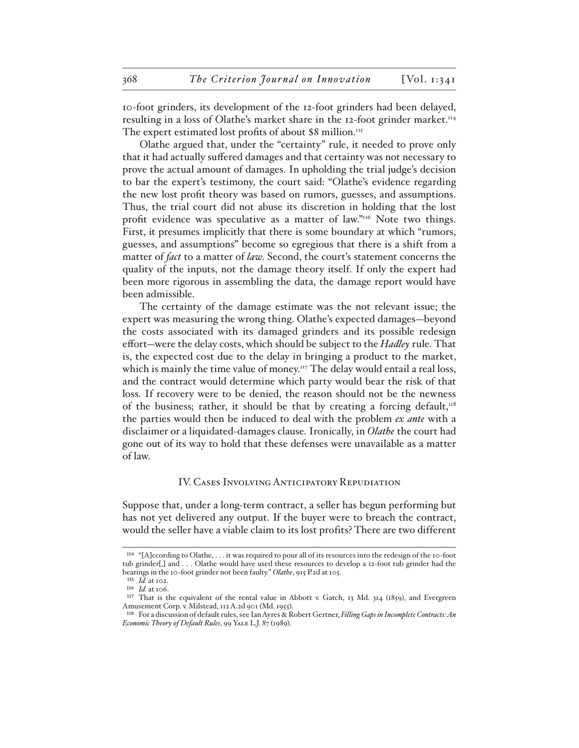10-foot grinders, its development of the 12-foot grinders had been delayed, resulting in a loss of Olathe's market share in the 12-foot grinder market.[114] The expert estimated lost profits of about $8 million.[115]

Olathe argued that, under the "certainty" rule, it needed to prove only that it had actually suffered damages and that certainty was not necessary to prove the actual amount of damages. In upholding the trial judge's decision to bar the expert's testimony, the court said: "Olathe's evidence regarding the new lost profit theory was based on rumors, guesses, and assumptions. Thus, the trial court did not abuse its discretion in holding that the lost profit evidence was speculative as a matter of law."[116] Note two things. First, it presumes implicitly that there is some boundary at which "rumors, guesses, and assumptions" become so egregious that there is a shift from a matter of *fact* to a matter of *law*. Second, the court's statement concerns the quality of the inputs, not the damage theory itself. If only the expert had been more rigorous in assembling the data, the damage report would have been admissible.

The certainty of the damage estimate was the not relevant issue; the expert was measuring the wrong thing. Olathe's expected damages—beyond the costs associated with its damaged grinders and its possible redesign effort—were the delay costs, which should be subject to the *Hadley* rule. That is, the expected cost due to the delay in bringing a product to the market, which is mainly the time value of money.[117] The delay would entail a real loss, and the contract would determine which party would bear the risk of that loss. If recovery were to be denied, the reason should not be the newness of the business; rather, it should be that by creating a forcing default,[118] the parties would then be induced to deal with the problem *ex ante* with a disclaimer or a liquidated-damages clause. Ironically, in *Olathe* the court had gone out of its way to hold that these defenses were unavailable as a matter of law.

## IV. Cases Involving Anticipatory Repudiation

Suppose that, under a long-term contract, a seller has begun performing but has not yet delivered any output. If the buyer were to breach the contract, would the seller have a viable claim to its lost profits? There are two different

---

[114] "[A]ccording to Olathe, . . . it was required to pour all of its resources into the redesign of the 10-foot tub grinder[,] and . . . Olathe would have used these resources to develop a 12-foot tub grinder had the bearings in the 10-foot grinder not been faulty." *Olathe*, 915 P.2d at 105.

[115] *Id.* at 102.

[116] *Id.* at 106.

[117] That is the equivalent of the rental value in Abbott v. Gatch, 13 Md. 314 (1859), and Evergreen Amusement Corp. v. Milstead, 112 A.2d 901 (Md. 1955).

[118] For a discussion of default rules, see Ian Ayres & Robert Gertner, *Filling Gaps in Incomplete Contracts: An Economic Theory of Default Rules*, 99 Yale L.J. 87 (1989).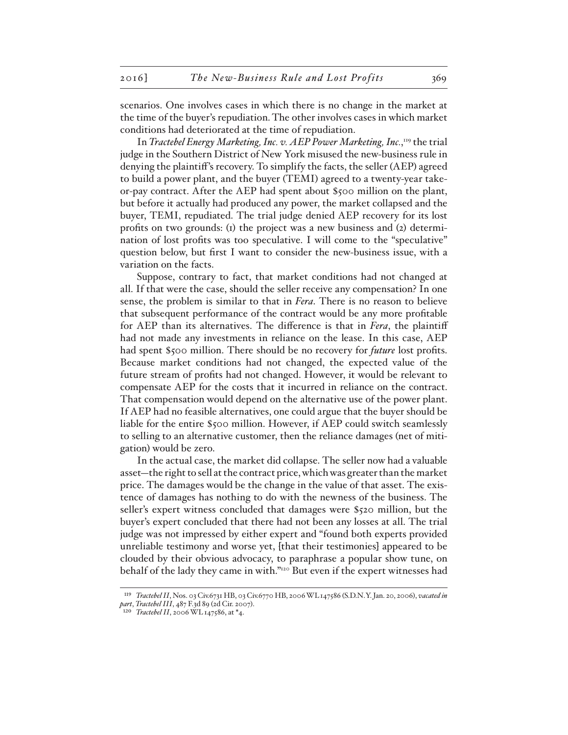scenarios. One involves cases in which there is no change in the market at the time of the buyer's repudiation. The other involves cases in which market conditions had deteriorated at the time of repudiation.

In *Tractebel Energy Marketing, Inc. v. AEP Power Marketing, Inc.*,[119] the trial judge in the Southern District of New York misused the new-business rule in denying the plaintiff's recovery. To simplify the facts, the seller (AEP) agreed to build a power plant, and the buyer (TEMI) agreed to a twenty-year take-or-pay contract. After the AEP had spent about $500 million on the plant, but before it actually had produced any power, the market collapsed and the buyer, TEMI, repudiated. The trial judge denied AEP recovery for its lost profits on two grounds: (1) the project was a new business and (2) determination of lost profits was too speculative. I will come to the "speculative" question below, but first I want to consider the new-business issue, with a variation on the facts.

Suppose, contrary to fact, that market conditions had not changed at all. If that were the case, should the seller receive any compensation? In one sense, the problem is similar to that in *Fera*. There is no reason to believe that subsequent performance of the contract would be any more profitable for AEP than its alternatives. The difference is that in *Fera*, the plaintiff had not made any investments in reliance on the lease. In this case, AEP had spent $500 million. There should be no recovery for ***future*** lost profits. Because market conditions had not changed, the expected value of the future stream of profits had not changed. However, it would be relevant to compensate AEP for the costs that it incurred in reliance on the contract. That compensation would depend on the alternative use of the power plant. If AEP had no feasible alternatives, one could argue that the buyer should be liable for the entire $500 million. However, if AEP could switch seamlessly to selling to an alternative customer, then the reliance damages (net of mitigation) would be zero.

In the actual case, the market did collapse. The seller now had a valuable asset—the right to sell at the contract price, which was greater than the market price. The damages would be the change in the value of that asset. The existence of damages has nothing to do with the newness of the business. The seller's expert witness concluded that damages were $520 million, but the buyer's expert concluded that there had not been any losses at all. The trial judge was not impressed by either expert and "found both experts provided unreliable testimony and worse yet, [that their testimonies] appeared to be clouded by their obvious advocacy, to paraphrase a popular show tune, on behalf of the lady they came in with."[120] But even if the expert witnesses had

---

[119] *Tractebel II*, Nos. 03 Civ.6731 HB, 03 Civ.6770 HB, 2006 WL 147586 (S.D.N.Y. Jan. 20, 2006), *vacated in part*, *Tractebel III*, 487 F.3d 89 (2d Cir. 2007).

[120] *Tractebel II*, 2006 WL 147586, at *4.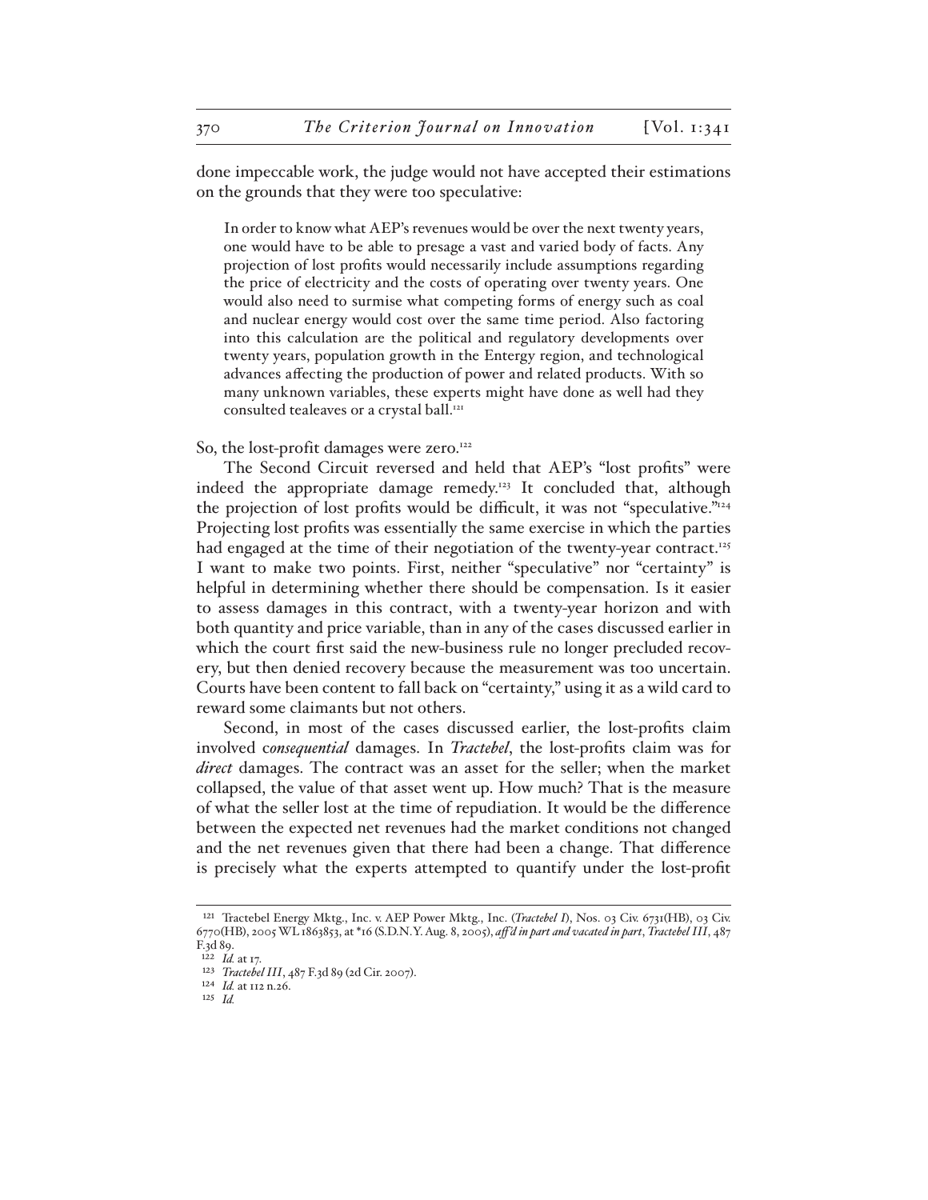done impeccable work, the judge would not have accepted their estimations on the grounds that they were too speculative:

> In order to know what AEP's revenues would be over the next twenty years, one would have to be able to presage a vast and varied body of facts. Any projection of lost profits would necessarily include assumptions regarding the price of electricity and the costs of operating over twenty years. One would also need to surmise what competing forms of energy such as coal and nuclear energy would cost over the same time period. Also factoring into this calculation are the political and regulatory developments over twenty years, population growth in the Entergy region, and technological advances affecting the production of power and related products. With so many unknown variables, these experts might have done as well had they consulted tealeaves or a crystal ball.[121]

So, the lost-profit damages were zero.[122]

The Second Circuit reversed and held that AEP's "lost profits" were indeed the appropriate damage remedy.[123] It concluded that, although the projection of lost profits would be difficult, it was not "speculative."[124] Projecting lost profits was essentially the same exercise in which the parties had engaged at the time of their negotiation of the twenty-year contract.[125] I want to make two points. First, neither "speculative" nor "certainty" is helpful in determining whether there should be compensation. Is it easier to assess damages in this contract, with a twenty-year horizon and with both quantity and price variable, than in any of the cases discussed earlier in which the court first said the new-business rule no longer precluded recovery, but then denied recovery because the measurement was too uncertain. Courts have been content to fall back on "certainty," using it as a wild card to reward some claimants but not others.

Second, in most of the cases discussed earlier, the lost-profits claim involved c*onsequential* damages. In *Tractebel*, the lost-profits claim was for *direct* damages. The contract was an asset for the seller; when the market collapsed, the value of that asset went up. How much? That is the measure of what the seller lost at the time of repudiation. It would be the difference between the expected net revenues had the market conditions not changed and the net revenues given that there had been a change. That difference is precisely what the experts attempted to quantify under the lost-profit

---

[121] Tractebel Energy Mktg., Inc. v. AEP Power Mktg., Inc. (*Tractebel I*), Nos. 03 Civ. 6731(HB), 03 Civ. 6770(HB), 2005 WL 1863853, at *16 (S.D.N.Y. Aug. 8, 2005), *aff'd in part and vacated in part*, *Tractebel III*, 487 F.3d 89.

[122] *Id.* at 17.

[123] *Tractebel III*, 487 F.3d 89 (2d Cir. 2007).

[124] *Id.* at 112 n.26.

[125] *Id.*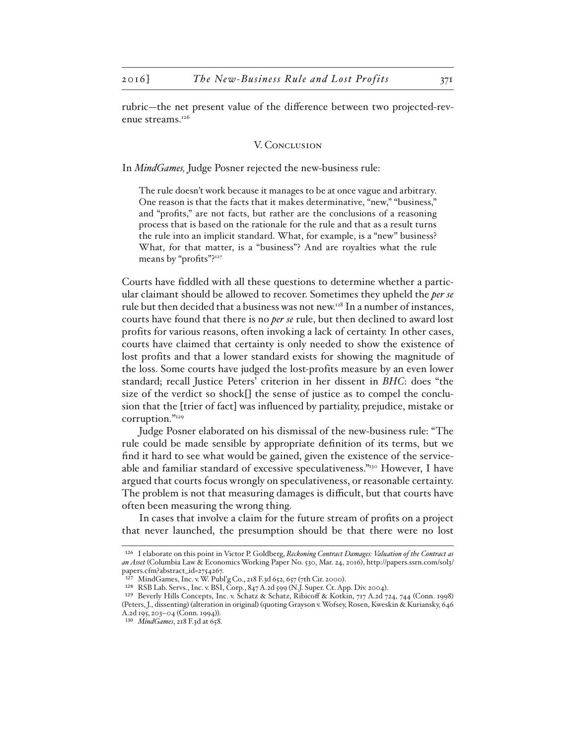rubric—the net present value of the difference between two projected-revenue streams.[126]

## V. Conclusion

In *MindGames,* Judge Posner rejected the new-business rule:

> The rule doesn't work because it manages to be at once vague and arbitrary. One reason is that the facts that it makes determinative, "new," "business," and "profits," are not facts, but rather are the conclusions of a reasoning process that is based on the rationale for the rule and that as a result turns the rule into an implicit standard. What, for example, is a "new" business? What, for that matter, is a "business"? And are royalties what the rule means by "profits"?[127]

Courts have fiddled with all these questions to determine whether a particular claimant should be allowed to recover. Sometimes they upheld the *per se* rule but then decided that a business was not new.[128] In a number of instances, courts have found that there is no *per se* rule, but then declined to award lost profits for various reasons, often invoking a lack of certainty. In other cases, courts have claimed that certainty is only needed to show the existence of lost profits and that a lower standard exists for showing the magnitude of the loss. Some courts have judged the lost-profits measure by an even lower standard; recall Justice Peters' criterion in her dissent in *BHC*: does "the size of the verdict so shock[] the sense of justice as to compel the conclusion that the [trier of fact] was influenced by partiality, prejudice, mistake or corruption."[129]

Judge Posner elaborated on his dismissal of the new-business rule: "The rule could be made sensible by appropriate definition of its terms, but we find it hard to see what would be gained, given the existence of the serviceable and familiar standard of excessive speculativeness."[130] However, I have argued that courts focus wrongly on speculativeness, or reasonable certainty. The problem is not that measuring damages is difficult, but that courts have often been measuring the wrong thing.

In cases that involve a claim for the future stream of profits on a project that never launched, the presumption should be that there were no lost

---

[126] I elaborate on this point in Victor P. Goldberg, *Reckoning Contract Damages: Valuation of the Contract as an Asset* (Columbia Law & Economics Working Paper No. 530, Mar. 24, 2016), http://papers.ssrn.com/sol3/papers.cfm?abstract_id=2754267.

[127] MindGames, Inc. v. W. Publ'g Co., 218 F.3d 652, 657 (7th Cir. 2000).

[128] RSB Lab. Servs., Inc. v. BSI, Corp., 847 A.2d 599 (N.J. Super. Ct. App. Div. 2004).

[129] Beverly Hills Concepts, Inc. v. Schatz & Schatz, Ribicoff & Kotkin, 717 A.2d 724, 744 (Conn. 1998) (Peters, J., dissenting) (alteration in original) (quoting Grayson v. Wofsey, Rosen, Kweskin & Kuriansky, 646 A.2d 195, 203–04 (Conn. 1994)).

[130] *MindGames*, 218 F.3d at 658.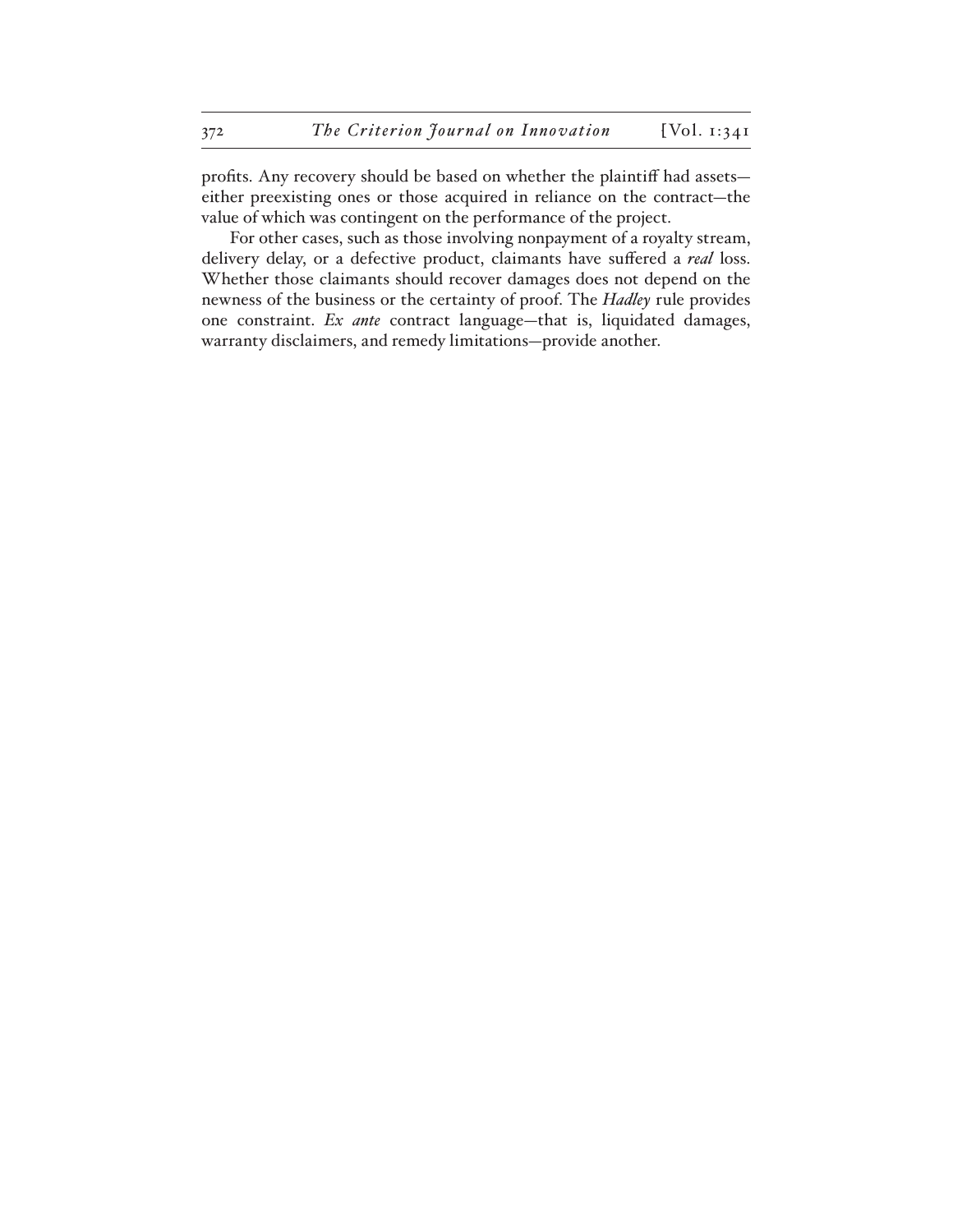profits. Any recovery should be based on whether the plaintiff had assets—either preexisting ones or those acquired in reliance on the contract—the value of which was contingent on the performance of the project.

For other cases, such as those involving nonpayment of a royalty stream, delivery delay, or a defective product, claimants have suffered a *real* loss. Whether those claimants should recover damages does not depend on the newness of the business or the certainty of proof. The *Hadley* rule provides one constraint. *Ex ante* contract language—that is, liquidated damages, warranty disclaimers, and remedy limitations—provide another.